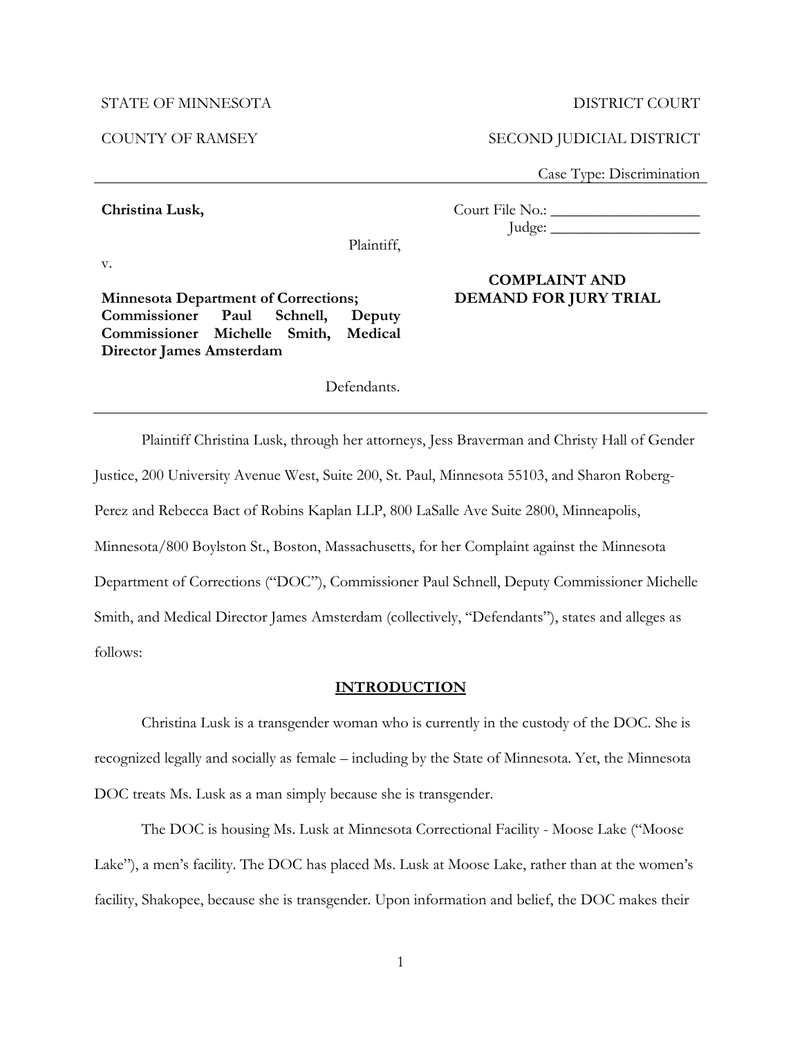STATE OF MINNESOTA | DISTRICT COURT

COUNTY OF RAMSEY | SECOND JUDICIAL DISTRICT

Case Type: Discrimination

---

**Christina Lusk,**

Plaintiff,

v.

**Minnesota Department of Corrections; Commissioner Paul Schnell, Deputy Commissioner Michelle Smith, Medical Director James Amsterdam**

Defendants.

Court File No.: ___________________

Judge: ___________________

**COMPLAINT AND DEMAND FOR JURY TRIAL**

---

Plaintiff Christina Lusk, through her attorneys, Jess Braverman and Christy Hall of Gender Justice, 200 University Avenue West, Suite 200, St. Paul, Minnesota 55103, and Sharon Roberg-Perez and Rebecca Bact of Robins Kaplan LLP, 800 LaSalle Ave Suite 2800, Minneapolis, Minnesota/800 Boylston St., Boston, Massachusetts, for her Complaint against the Minnesota Department of Corrections ("DOC"), Commissioner Paul Schnell, Deputy Commissioner Michelle Smith, and Medical Director James Amsterdam (collectively, "Defendants"), states and alleges as follows:

## INTRODUCTION

Christina Lusk is a transgender woman who is currently in the custody of the DOC. She is recognized legally and socially as female – including by the State of Minnesota. Yet, the Minnesota DOC treats Ms. Lusk as a man simply because she is transgender.

The DOC is housing Ms. Lusk at Minnesota Correctional Facility - Moose Lake ("Moose Lake"), a men's facility. The DOC has placed Ms. Lusk at Moose Lake, rather than at the women's facility, Shakopee, because she is transgender. Upon information and belief, the DOC makes their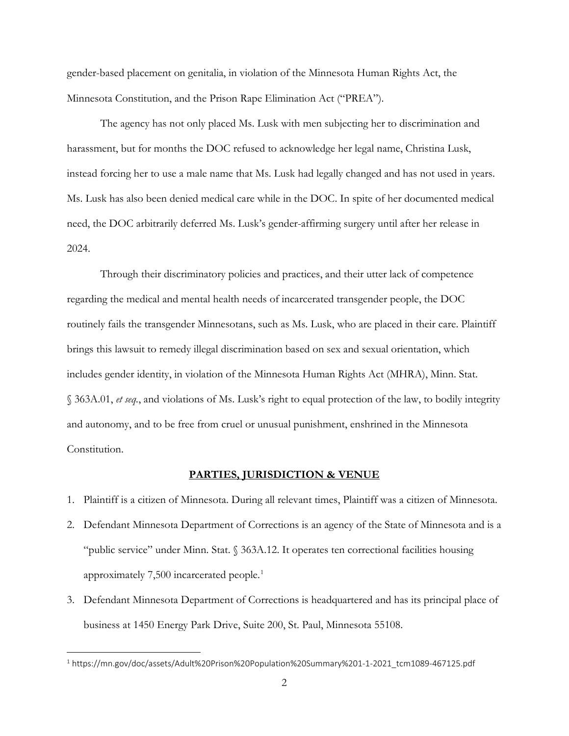gender-based placement on genitalia, in violation of the Minnesota Human Rights Act, the Minnesota Constitution, and the Prison Rape Elimination Act ("PREA").

The agency has not only placed Ms. Lusk with men subjecting her to discrimination and harassment, but for months the DOC refused to acknowledge her legal name, Christina Lusk, instead forcing her to use a male name that Ms. Lusk had legally changed and has not used in years. Ms. Lusk has also been denied medical care while in the DOC. In spite of her documented medical need, the DOC arbitrarily deferred Ms. Lusk's gender-affirming surgery until after her release in 2024.

Through their discriminatory policies and practices, and their utter lack of competence regarding the medical and mental health needs of incarcerated transgender people, the DOC routinely fails the transgender Minnesotans, such as Ms. Lusk, who are placed in their care. Plaintiff brings this lawsuit to remedy illegal discrimination based on sex and sexual orientation, which includes gender identity, in violation of the Minnesota Human Rights Act (MHRA), Minn. Stat. § 363A.01, *et seq*., and violations of Ms. Lusk's right to equal protection of the law, to bodily integrity and autonomy, and to be free from cruel or unusual punishment, enshrined in the Minnesota Constitution.

## PARTIES, JURISDICTION & VENUE

1. Plaintiff is a citizen of Minnesota. During all relevant times, Plaintiff was a citizen of Minnesota.
2. Defendant Minnesota Department of Corrections is an agency of the State of Minnesota and is a "public service" under Minn. Stat. § 363A.12. It operates ten correctional facilities housing approximately 7,500 incarcerated people.[1]
3. Defendant Minnesota Department of Corrections is headquartered and has its principal place of business at 1450 Energy Park Drive, Suite 200, St. Paul, Minnesota 55108.

[1] https://mn.gov/doc/assets/Adult%20Prison%20Population%20Summary%201-1-2021_tcm1089-467125.pdf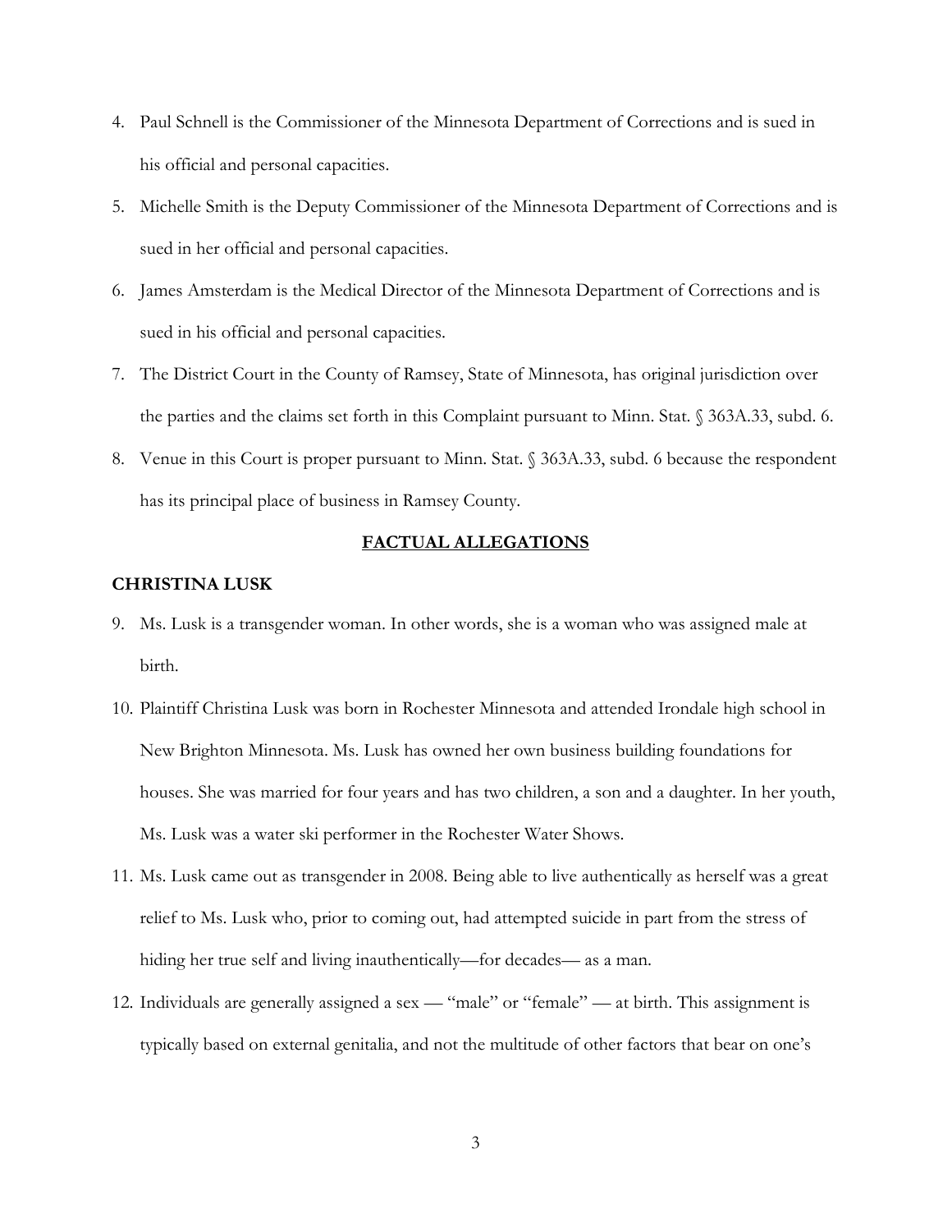4. Paul Schnell is the Commissioner of the Minnesota Department of Corrections and is sued in his official and personal capacities.
5. Michelle Smith is the Deputy Commissioner of the Minnesota Department of Corrections and is sued in her official and personal capacities.
6. James Amsterdam is the Medical Director of the Minnesota Department of Corrections and is sued in his official and personal capacities.
7. The District Court in the County of Ramsey, State of Minnesota, has original jurisdiction over the parties and the claims set forth in this Complaint pursuant to Minn. Stat. § 363A.33, subd. 6.
8. Venue in this Court is proper pursuant to Minn. Stat. § 363A.33, subd. 6 because the respondent has its principal place of business in Ramsey County.

## FACTUAL ALLEGATIONS

### CHRISTINA LUSK

9. Ms. Lusk is a transgender woman. In other words, she is a woman who was assigned male at birth.
10. Plaintiff Christina Lusk was born in Rochester Minnesota and attended Irondale high school in New Brighton Minnesota. Ms. Lusk has owned her own business building foundations for houses. She was married for four years and has two children, a son and a daughter. In her youth, Ms. Lusk was a water ski performer in the Rochester Water Shows.
11. Ms. Lusk came out as transgender in 2008. Being able to live authentically as herself was a great relief to Ms. Lusk who, prior to coming out, had attempted suicide in part from the stress of hiding her true self and living inauthentically—for decades— as a man.
12. Individuals are generally assigned a sex — "male" or "female" — at birth. This assignment is typically based on external genitalia, and not the multitude of other factors that bear on one's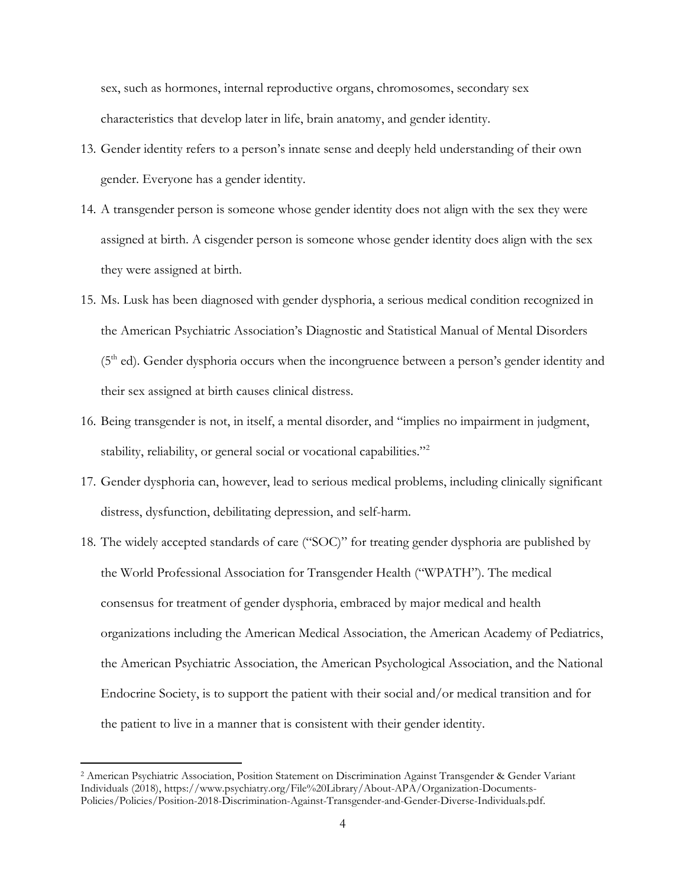sex, such as hormones, internal reproductive organs, chromosomes, secondary sex characteristics that develop later in life, brain anatomy, and gender identity.

13. Gender identity refers to a person's innate sense and deeply held understanding of their own gender. Everyone has a gender identity.
14. A transgender person is someone whose gender identity does not align with the sex they were assigned at birth. A cisgender person is someone whose gender identity does align with the sex they were assigned at birth.
15. Ms. Lusk has been diagnosed with gender dysphoria, a serious medical condition recognized in the American Psychiatric Association's Diagnostic and Statistical Manual of Mental Disorders (5th ed). Gender dysphoria occurs when the incongruence between a person's gender identity and their sex assigned at birth causes clinical distress.
16. Being transgender is not, in itself, a mental disorder, and "implies no impairment in judgment, stability, reliability, or general social or vocational capabilities."[2]
17. Gender dysphoria can, however, lead to serious medical problems, including clinically significant distress, dysfunction, debilitating depression, and self-harm.
18. The widely accepted standards of care ("SOC") for treating gender dysphoria are published by the World Professional Association for Transgender Health ("WPATH"). The medical consensus for treatment of gender dysphoria, embraced by major medical and health organizations including the American Medical Association, the American Academy of Pediatrics, the American Psychiatric Association, the American Psychological Association, and the National Endocrine Society, is to support the patient with their social and/or medical transition and for the patient to live in a manner that is consistent with their gender identity.

---

[2] American Psychiatric Association, Position Statement on Discrimination Against Transgender & Gender Variant Individuals (2018), https://www.psychiatry.org/File%20Library/About-APA/Organization-Documents-Policies/Policies/Position-2018-Discrimination-Against-Transgender-and-Gender-Diverse-Individuals.pdf.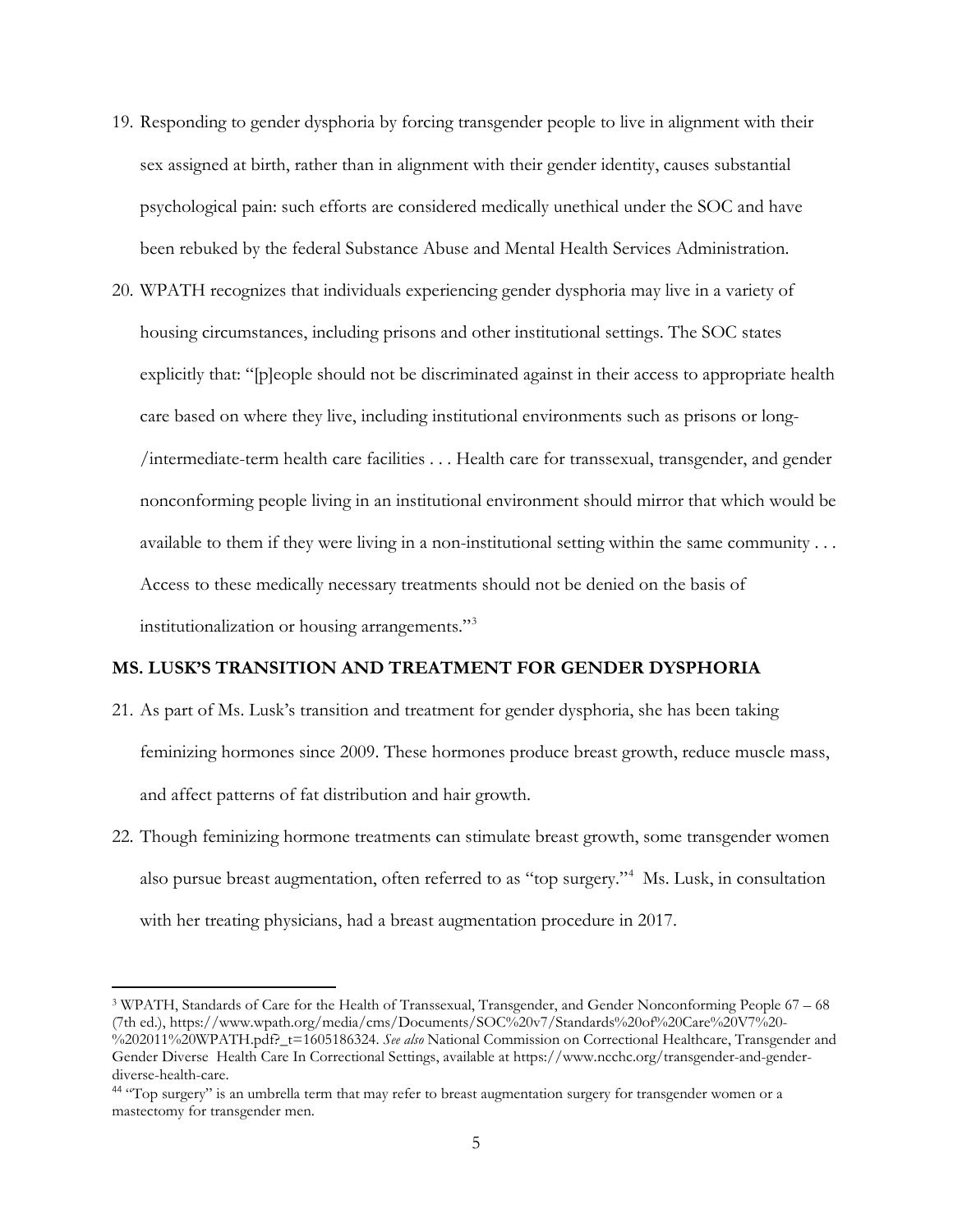19. Responding to gender dysphoria by forcing transgender people to live in alignment with their sex assigned at birth, rather than in alignment with their gender identity, causes substantial psychological pain: such efforts are considered medically unethical under the SOC and have been rebuked by the federal Substance Abuse and Mental Health Services Administration.

20. WPATH recognizes that individuals experiencing gender dysphoria may live in a variety of housing circumstances, including prisons and other institutional settings. The SOC states explicitly that: "[p]eople should not be discriminated against in their access to appropriate health care based on where they live, including institutional environments such as prisons or long-/intermediate-term health care facilities . . . Health care for transsexual, transgender, and gender nonconforming people living in an institutional environment should mirror that which would be available to them if they were living in a non-institutional setting within the same community . . . Access to these medically necessary treatments should not be denied on the basis of institutionalization or housing arrangements."[3]

**MS. LUSK'S TRANSITION AND TREATMENT FOR GENDER DYSPHORIA**

21. As part of Ms. Lusk's transition and treatment for gender dysphoria, she has been taking feminizing hormones since 2009. These hormones produce breast growth, reduce muscle mass, and affect patterns of fat distribution and hair growth.

22. Though feminizing hormone treatments can stimulate breast growth, some transgender women also pursue breast augmentation, often referred to as "top surgery."[4] Ms. Lusk, in consultation with her treating physicians, had a breast augmentation procedure in 2017.

---

[3] WPATH, Standards of Care for the Health of Transsexual, Transgender, and Gender Nonconforming People 67 – 68 (7th ed.), https://www.wpath.org/media/cms/Documents/SOC%20v7/Standards%20of%20Care%20V7%20-%202011%20WPATH.pdf?_t=1605186324. *See also* National Commission on Correctional Healthcare, Transgender and Gender Diverse Health Care In Correctional Settings, available at https://www.ncchc.org/transgender-and-gender-diverse-health-care.

[44] "Top surgery" is an umbrella term that may refer to breast augmentation surgery for transgender women or a mastectomy for transgender men.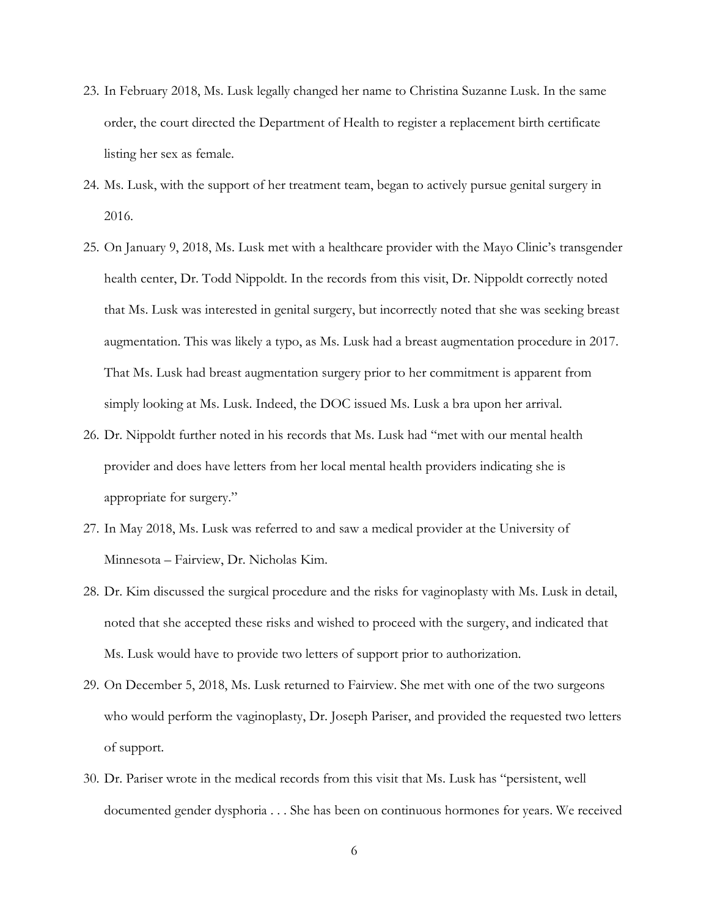23. In February 2018, Ms. Lusk legally changed her name to Christina Suzanne Lusk. In the same order, the court directed the Department of Health to register a replacement birth certificate listing her sex as female.

24. Ms. Lusk, with the support of her treatment team, began to actively pursue genital surgery in 2016.

25. On January 9, 2018, Ms. Lusk met with a healthcare provider with the Mayo Clinic's transgender health center, Dr. Todd Nippoldt. In the records from this visit, Dr. Nippoldt correctly noted that Ms. Lusk was interested in genital surgery, but incorrectly noted that she was seeking breast augmentation. This was likely a typo, as Ms. Lusk had a breast augmentation procedure in 2017. That Ms. Lusk had breast augmentation surgery prior to her commitment is apparent from simply looking at Ms. Lusk. Indeed, the DOC issued Ms. Lusk a bra upon her arrival.

26. Dr. Nippoldt further noted in his records that Ms. Lusk had "met with our mental health provider and does have letters from her local mental health providers indicating she is appropriate for surgery."

27. In May 2018, Ms. Lusk was referred to and saw a medical provider at the University of Minnesota – Fairview, Dr. Nicholas Kim.

28. Dr. Kim discussed the surgical procedure and the risks for vaginoplasty with Ms. Lusk in detail, noted that she accepted these risks and wished to proceed with the surgery, and indicated that Ms. Lusk would have to provide two letters of support prior to authorization.

29. On December 5, 2018, Ms. Lusk returned to Fairview. She met with one of the two surgeons who would perform the vaginoplasty, Dr. Joseph Pariser, and provided the requested two letters of support.

30. Dr. Pariser wrote in the medical records from this visit that Ms. Lusk has "persistent, well documented gender dysphoria . . . She has been on continuous hormones for years. We received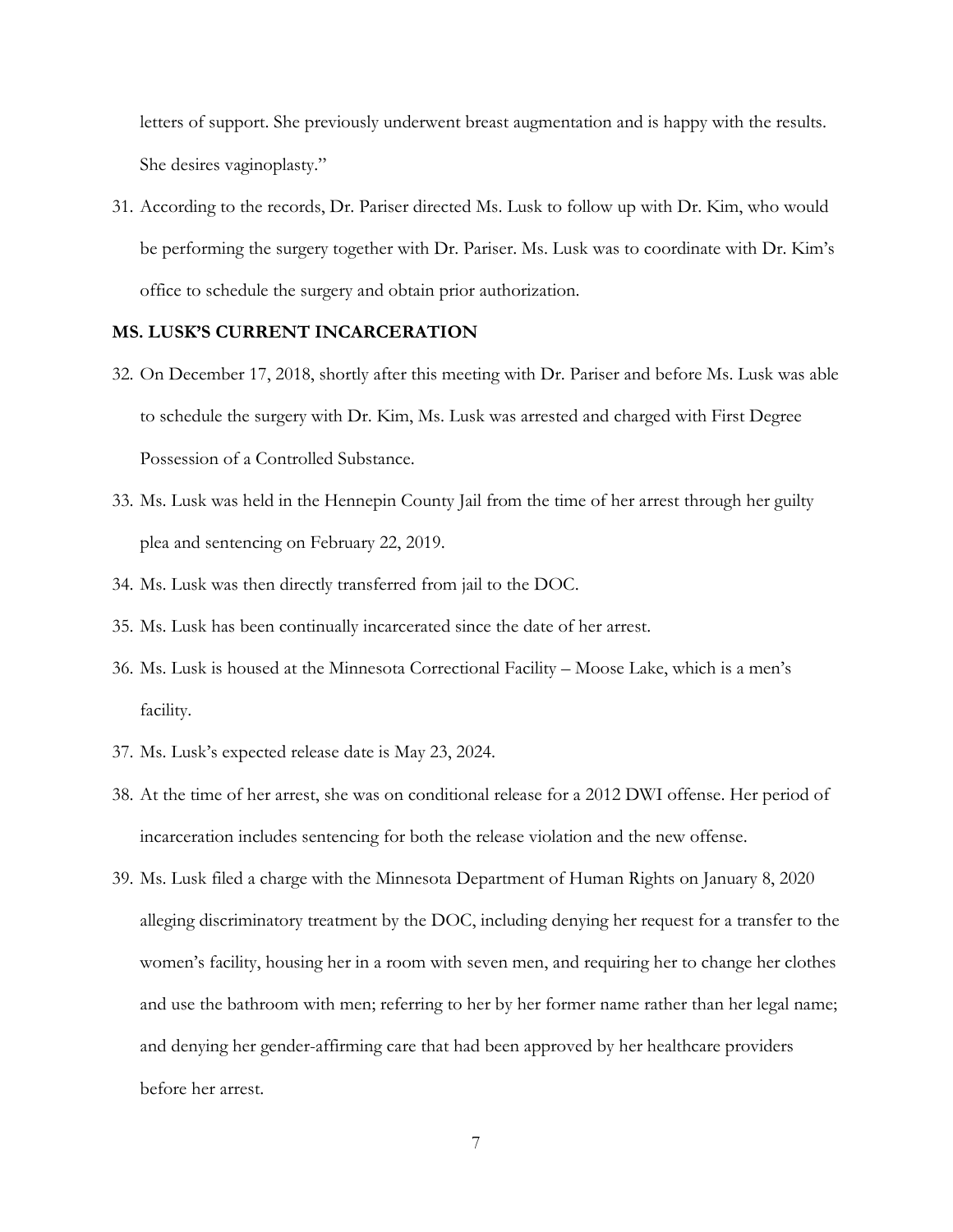letters of support. She previously underwent breast augmentation and is happy with the results. She desires vaginoplasty."

31. According to the records, Dr. Pariser directed Ms. Lusk to follow up with Dr. Kim, who would be performing the surgery together with Dr. Pariser. Ms. Lusk was to coordinate with Dr. Kim's office to schedule the surgery and obtain prior authorization.

**MS. LUSK'S CURRENT INCARCERATION**

32. On December 17, 2018, shortly after this meeting with Dr. Pariser and before Ms. Lusk was able to schedule the surgery with Dr. Kim, Ms. Lusk was arrested and charged with First Degree Possession of a Controlled Substance.
33. Ms. Lusk was held in the Hennepin County Jail from the time of her arrest through her guilty plea and sentencing on February 22, 2019.
34. Ms. Lusk was then directly transferred from jail to the DOC.
35. Ms. Lusk has been continually incarcerated since the date of her arrest.
36. Ms. Lusk is housed at the Minnesota Correctional Facility – Moose Lake, which is a men's facility.
37. Ms. Lusk's expected release date is May 23, 2024.
38. At the time of her arrest, she was on conditional release for a 2012 DWI offense. Her period of incarceration includes sentencing for both the release violation and the new offense.
39. Ms. Lusk filed a charge with the Minnesota Department of Human Rights on January 8, 2020 alleging discriminatory treatment by the DOC, including denying her request for a transfer to the women's facility, housing her in a room with seven men, and requiring her to change her clothes and use the bathroom with men; referring to her by her former name rather than her legal name; and denying her gender-affirming care that had been approved by her healthcare providers before her arrest.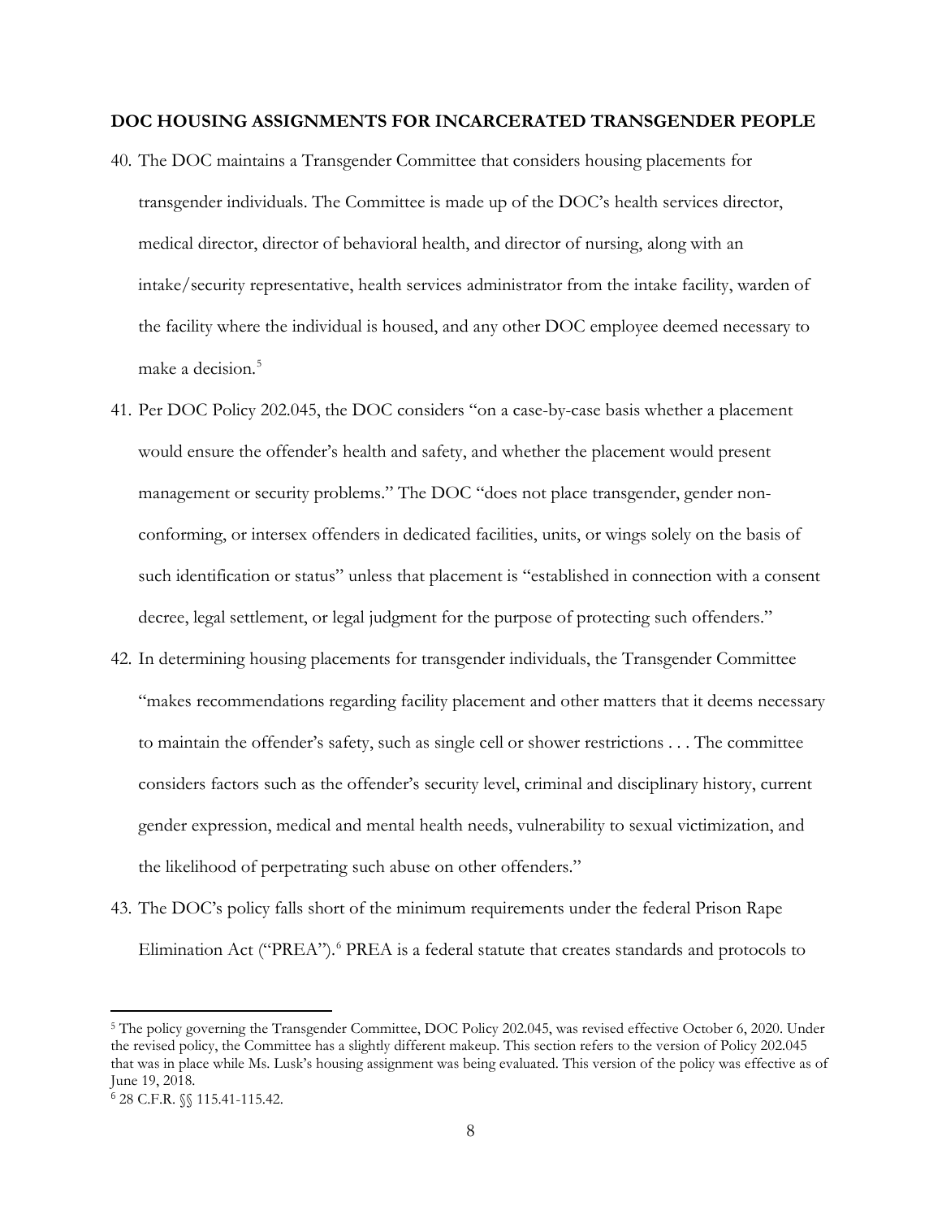**DOC HOUSING ASSIGNMENTS FOR INCARCERATED TRANSGENDER PEOPLE**

40. The DOC maintains a Transgender Committee that considers housing placements for transgender individuals. The Committee is made up of the DOC's health services director, medical director, director of behavioral health, and director of nursing, along with an intake/security representative, health services administrator from the intake facility, warden of the facility where the individual is housed, and any other DOC employee deemed necessary to make a decision.[5]

41. Per DOC Policy 202.045, the DOC considers "on a case-by-case basis whether a placement would ensure the offender's health and safety, and whether the placement would present management or security problems." The DOC "does not place transgender, gender non-conforming, or intersex offenders in dedicated facilities, units, or wings solely on the basis of such identification or status" unless that placement is "established in connection with a consent decree, legal settlement, or legal judgment for the purpose of protecting such offenders."

42. In determining housing placements for transgender individuals, the Transgender Committee "makes recommendations regarding facility placement and other matters that it deems necessary to maintain the offender's safety, such as single cell or shower restrictions . . . The committee considers factors such as the offender's security level, criminal and disciplinary history, current gender expression, medical and mental health needs, vulnerability to sexual victimization, and the likelihood of perpetrating such abuse on other offenders."

43. The DOC's policy falls short of the minimum requirements under the federal Prison Rape Elimination Act ("PREA").[6] PREA is a federal statute that creates standards and protocols to

---

[5] The policy governing the Transgender Committee, DOC Policy 202.045, was revised effective October 6, 2020. Under the revised policy, the Committee has a slightly different makeup. This section refers to the version of Policy 202.045 that was in place while Ms. Lusk's housing assignment was being evaluated. This version of the policy was effective as of June 19, 2018.

[6] 28 C.F.R. §§ 115.41-115.42.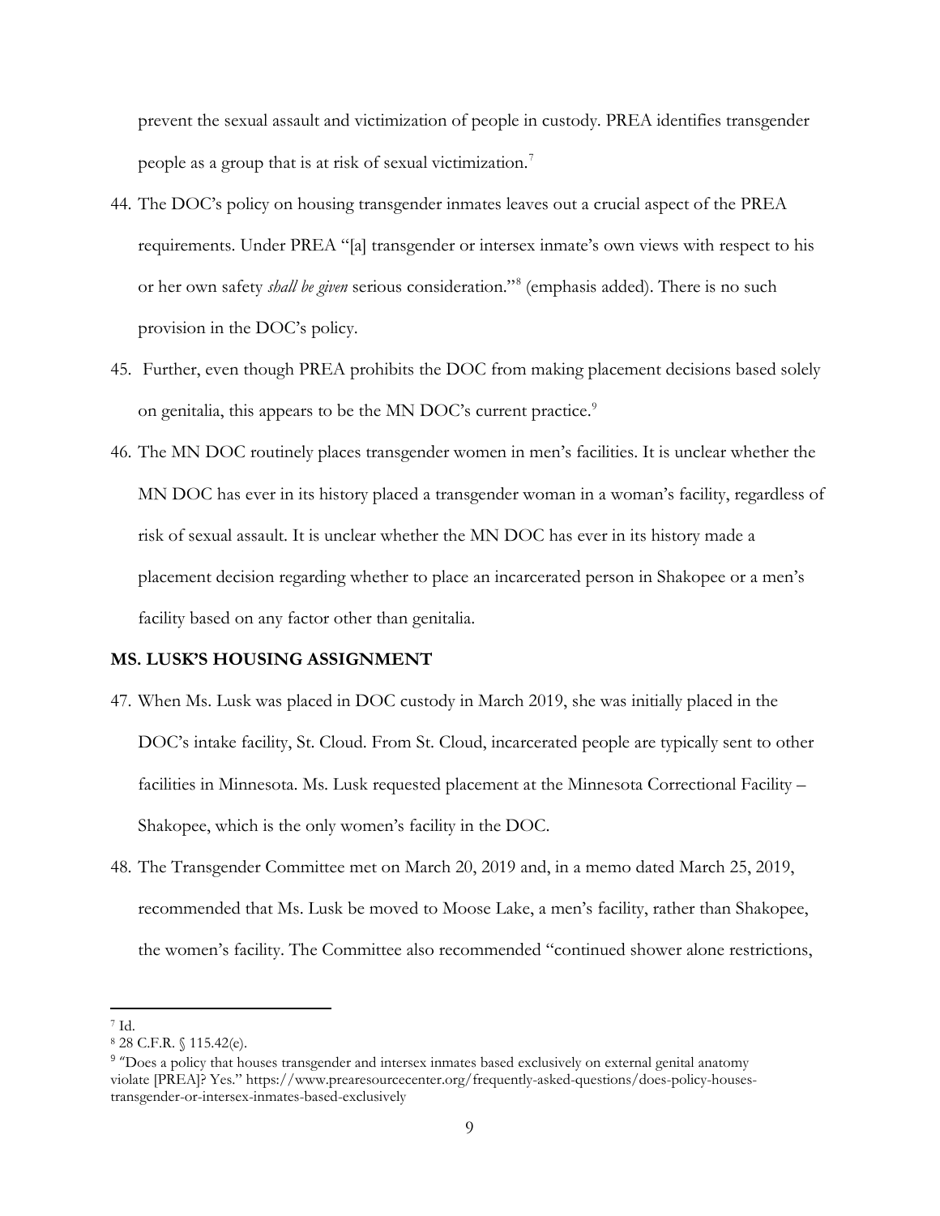prevent the sexual assault and victimization of people in custody. PREA identifies transgender people as a group that is at risk of sexual victimization.[7]

44. The DOC's policy on housing transgender inmates leaves out a crucial aspect of the PREA requirements. Under PREA "[a] transgender or intersex inmate's own views with respect to his or her own safety *shall be given* serious consideration."[8] (emphasis added). There is no such provision in the DOC's policy.

45. Further, even though PREA prohibits the DOC from making placement decisions based solely on genitalia, this appears to be the MN DOC's current practice.[9]

46. The MN DOC routinely places transgender women in men's facilities. It is unclear whether the MN DOC has ever in its history placed a transgender woman in a woman's facility, regardless of risk of sexual assault. It is unclear whether the MN DOC has ever in its history made a placement decision regarding whether to place an incarcerated person in Shakopee or a men's facility based on any factor other than genitalia.

**MS. LUSK'S HOUSING ASSIGNMENT**

47. When Ms. Lusk was placed in DOC custody in March 2019, she was initially placed in the DOC's intake facility, St. Cloud. From St. Cloud, incarcerated people are typically sent to other facilities in Minnesota. Ms. Lusk requested placement at the Minnesota Correctional Facility – Shakopee, which is the only women's facility in the DOC.

48. The Transgender Committee met on March 20, 2019 and, in a memo dated March 25, 2019, recommended that Ms. Lusk be moved to Moose Lake, a men's facility, rather than Shakopee, the women's facility. The Committee also recommended "continued shower alone restrictions,

---

[7] Id.

[8] 28 C.F.R. § 115.42(e).

[9] "Does a policy that houses transgender and intersex inmates based exclusively on external genital anatomy violate [PREA]? Yes." https://www.prearesourcecenter.org/frequently-asked-questions/does-policy-houses-transgender-or-intersex-inmates-based-exclusively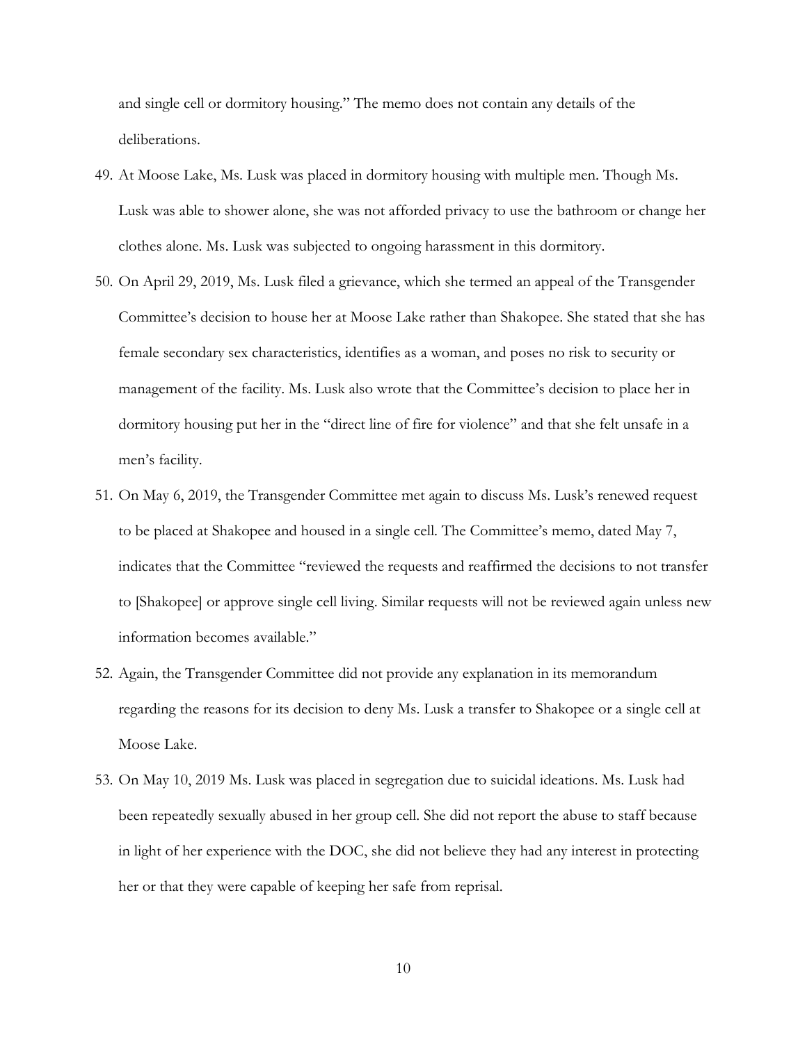and single cell or dormitory housing." The memo does not contain any details of the deliberations.

49. At Moose Lake, Ms. Lusk was placed in dormitory housing with multiple men. Though Ms. Lusk was able to shower alone, she was not afforded privacy to use the bathroom or change her clothes alone. Ms. Lusk was subjected to ongoing harassment in this dormitory.

50. On April 29, 2019, Ms. Lusk filed a grievance, which she termed an appeal of the Transgender Committee's decision to house her at Moose Lake rather than Shakopee. She stated that she has female secondary sex characteristics, identifies as a woman, and poses no risk to security or management of the facility. Ms. Lusk also wrote that the Committee's decision to place her in dormitory housing put her in the "direct line of fire for violence" and that she felt unsafe in a men's facility.

51. On May 6, 2019, the Transgender Committee met again to discuss Ms. Lusk's renewed request to be placed at Shakopee and housed in a single cell. The Committee's memo, dated May 7, indicates that the Committee "reviewed the requests and reaffirmed the decisions to not transfer to [Shakopee] or approve single cell living. Similar requests will not be reviewed again unless new information becomes available."

52. Again, the Transgender Committee did not provide any explanation in its memorandum regarding the reasons for its decision to deny Ms. Lusk a transfer to Shakopee or a single cell at Moose Lake.

53. On May 10, 2019 Ms. Lusk was placed in segregation due to suicidal ideations. Ms. Lusk had been repeatedly sexually abused in her group cell. She did not report the abuse to staff because in light of her experience with the DOC, she did not believe they had any interest in protecting her or that they were capable of keeping her safe from reprisal.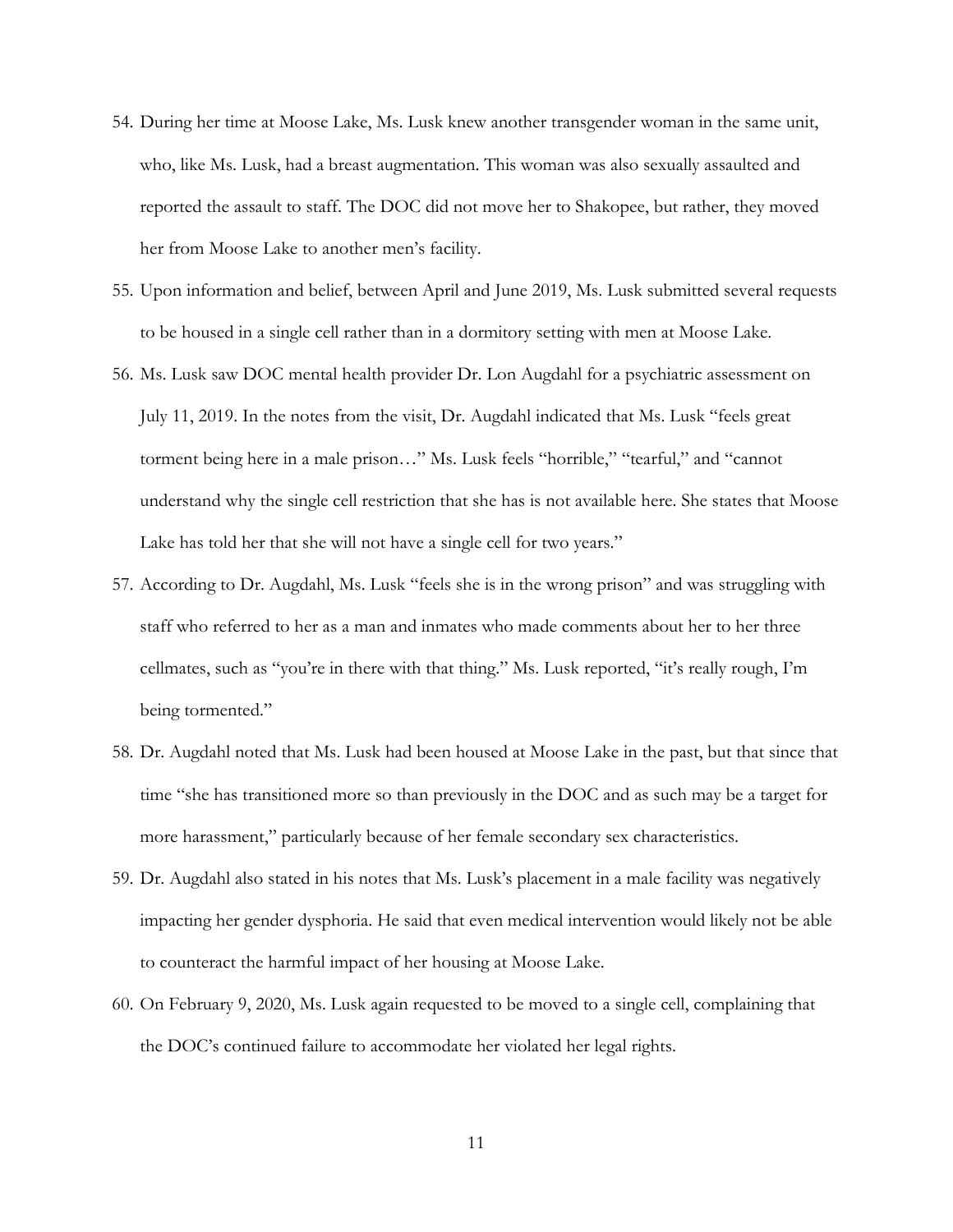54. During her time at Moose Lake, Ms. Lusk knew another transgender woman in the same unit, who, like Ms. Lusk, had a breast augmentation. This woman was also sexually assaulted and reported the assault to staff. The DOC did not move her to Shakopee, but rather, they moved her from Moose Lake to another men's facility.

55. Upon information and belief, between April and June 2019, Ms. Lusk submitted several requests to be housed in a single cell rather than in a dormitory setting with men at Moose Lake.

56. Ms. Lusk saw DOC mental health provider Dr. Lon Augdahl for a psychiatric assessment on July 11, 2019. In the notes from the visit, Dr. Augdahl indicated that Ms. Lusk "feels great torment being here in a male prison…" Ms. Lusk feels "horrible," "tearful," and "cannot understand why the single cell restriction that she has is not available here. She states that Moose Lake has told her that she will not have a single cell for two years."

57. According to Dr. Augdahl, Ms. Lusk "feels she is in the wrong prison" and was struggling with staff who referred to her as a man and inmates who made comments about her to her three cellmates, such as "you're in there with that thing." Ms. Lusk reported, "it's really rough, I'm being tormented."

58. Dr. Augdahl noted that Ms. Lusk had been housed at Moose Lake in the past, but that since that time "she has transitioned more so than previously in the DOC and as such may be a target for more harassment," particularly because of her female secondary sex characteristics.

59. Dr. Augdahl also stated in his notes that Ms. Lusk's placement in a male facility was negatively impacting her gender dysphoria. He said that even medical intervention would likely not be able to counteract the harmful impact of her housing at Moose Lake.

60. On February 9, 2020, Ms. Lusk again requested to be moved to a single cell, complaining that the DOC's continued failure to accommodate her violated her legal rights.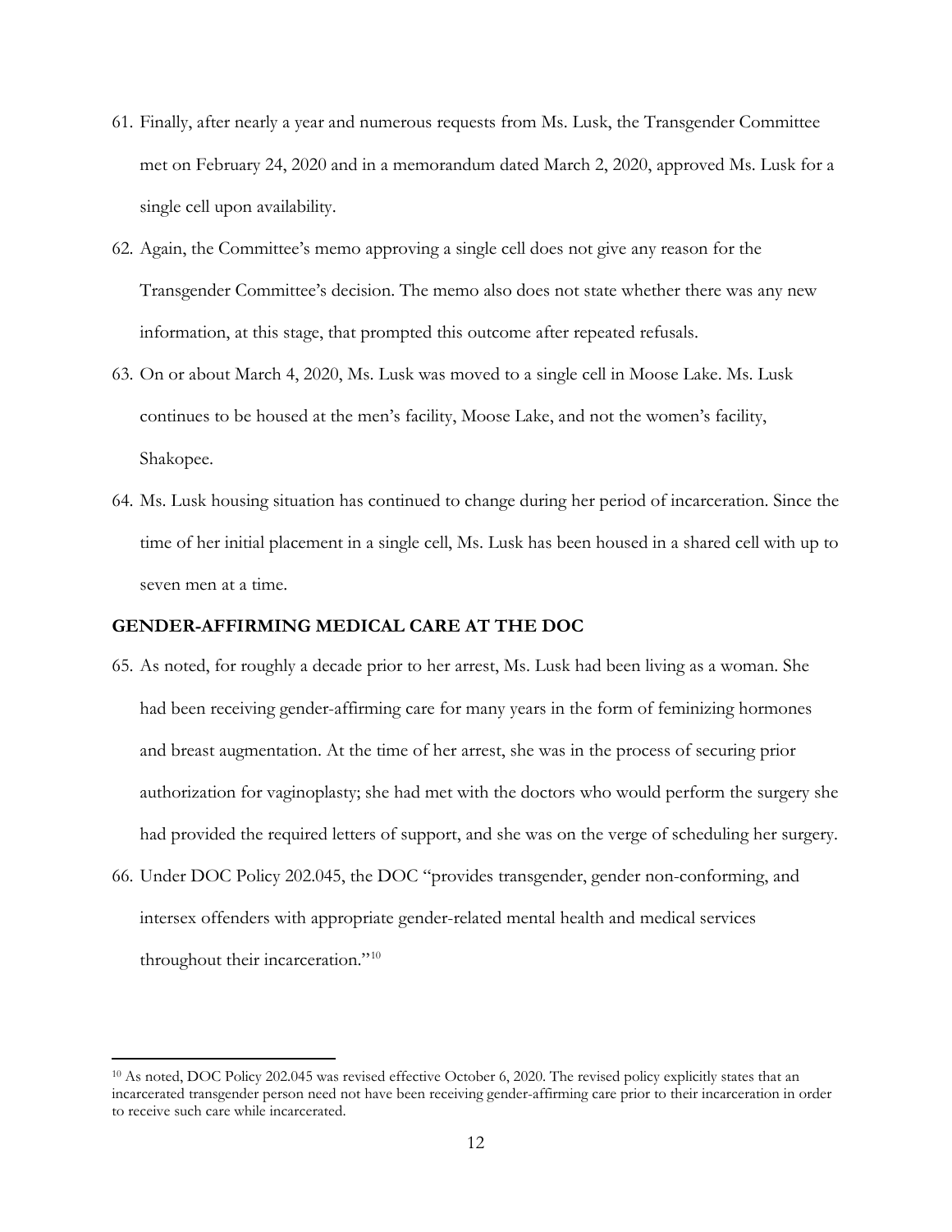61. Finally, after nearly a year and numerous requests from Ms. Lusk, the Transgender Committee met on February 24, 2020 and in a memorandum dated March 2, 2020, approved Ms. Lusk for a single cell upon availability.

62. Again, the Committee's memo approving a single cell does not give any reason for the Transgender Committee's decision. The memo also does not state whether there was any new information, at this stage, that prompted this outcome after repeated refusals.

63. On or about March 4, 2020, Ms. Lusk was moved to a single cell in Moose Lake. Ms. Lusk continues to be housed at the men's facility, Moose Lake, and not the women's facility, Shakopee.

64. Ms. Lusk housing situation has continued to change during her period of incarceration. Since the time of her initial placement in a single cell, Ms. Lusk has been housed in a shared cell with up to seven men at a time.

## GENDER-AFFIRMING MEDICAL CARE AT THE DOC

65. As noted, for roughly a decade prior to her arrest, Ms. Lusk had been living as a woman. She had been receiving gender-affirming care for many years in the form of feminizing hormones and breast augmentation. At the time of her arrest, she was in the process of securing prior authorization for vaginoplasty; she had met with the doctors who would perform the surgery she had provided the required letters of support, and she was on the verge of scheduling her surgery.

66. Under DOC Policy 202.045, the DOC "provides transgender, gender non-conforming, and intersex offenders with appropriate gender-related mental health and medical services throughout their incarceration."[10]

[10] As noted, DOC Policy 202.045 was revised effective October 6, 2020. The revised policy explicitly states that an incarcerated transgender person need not have been receiving gender-affirming care prior to their incarceration in order to receive such care while incarcerated.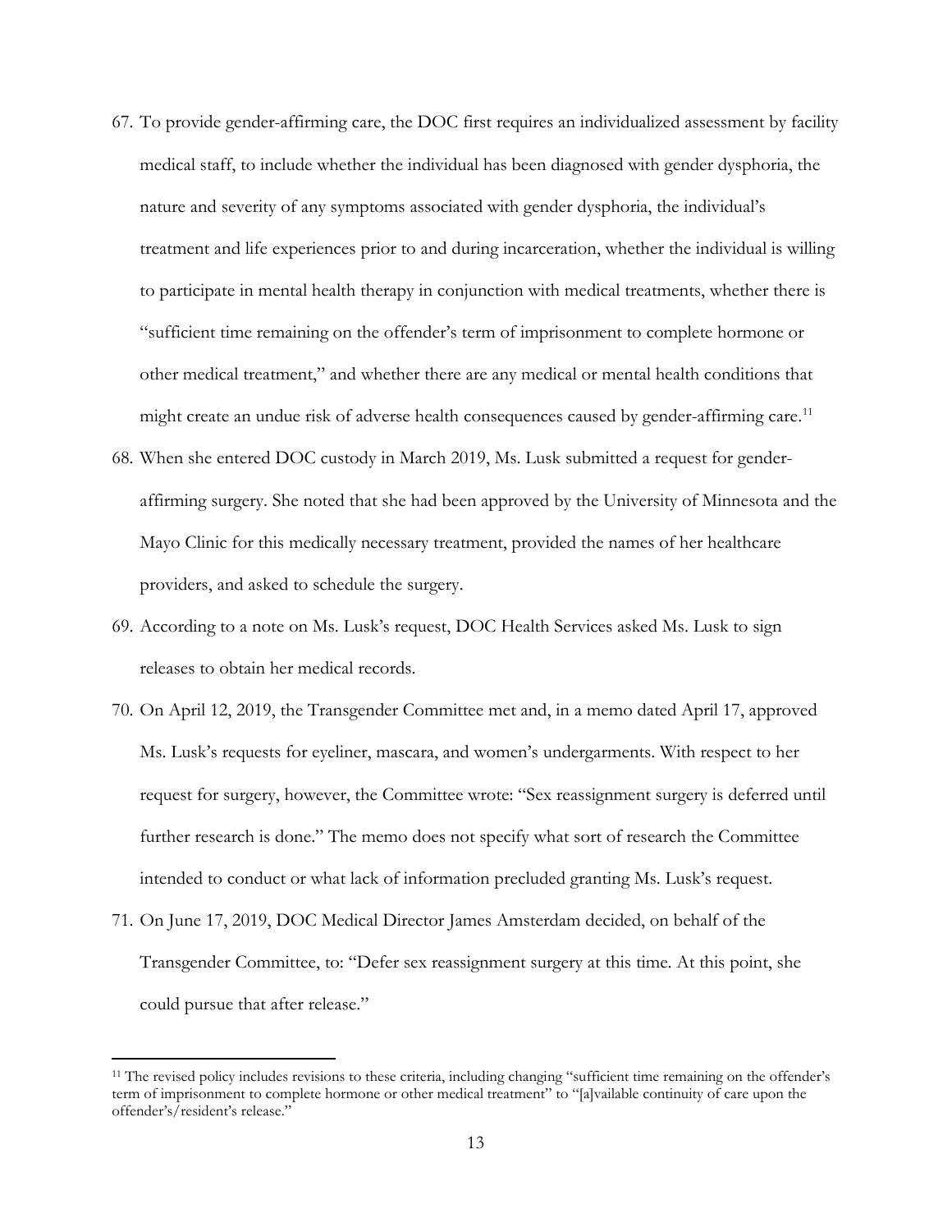67. To provide gender-affirming care, the DOC first requires an individualized assessment by facility medical staff, to include whether the individual has been diagnosed with gender dysphoria, the nature and severity of any symptoms associated with gender dysphoria, the individual's treatment and life experiences prior to and during incarceration, whether the individual is willing to participate in mental health therapy in conjunction with medical treatments, whether there is "sufficient time remaining on the offender's term of imprisonment to complete hormone or other medical treatment," and whether there are any medical or mental health conditions that might create an undue risk of adverse health consequences caused by gender-affirming care.[11]

68. When she entered DOC custody in March 2019, Ms. Lusk submitted a request for gender-affirming surgery. She noted that she had been approved by the University of Minnesota and the Mayo Clinic for this medically necessary treatment, provided the names of her healthcare providers, and asked to schedule the surgery.

69. According to a note on Ms. Lusk's request, DOC Health Services asked Ms. Lusk to sign releases to obtain her medical records.

70. On April 12, 2019, the Transgender Committee met and, in a memo dated April 17, approved Ms. Lusk's requests for eyeliner, mascara, and women's undergarments. With respect to her request for surgery, however, the Committee wrote: "Sex reassignment surgery is deferred until further research is done." The memo does not specify what sort of research the Committee intended to conduct or what lack of information precluded granting Ms. Lusk's request.

71. On June 17, 2019, DOC Medical Director James Amsterdam decided, on behalf of the Transgender Committee, to: "Defer sex reassignment surgery at this time. At this point, she could pursue that after release."

[11] The revised policy includes revisions to these criteria, including changing "sufficient time remaining on the offender's term of imprisonment to complete hormone or other medical treatment" to "[a]vailable continuity of care upon the offender's/resident's release."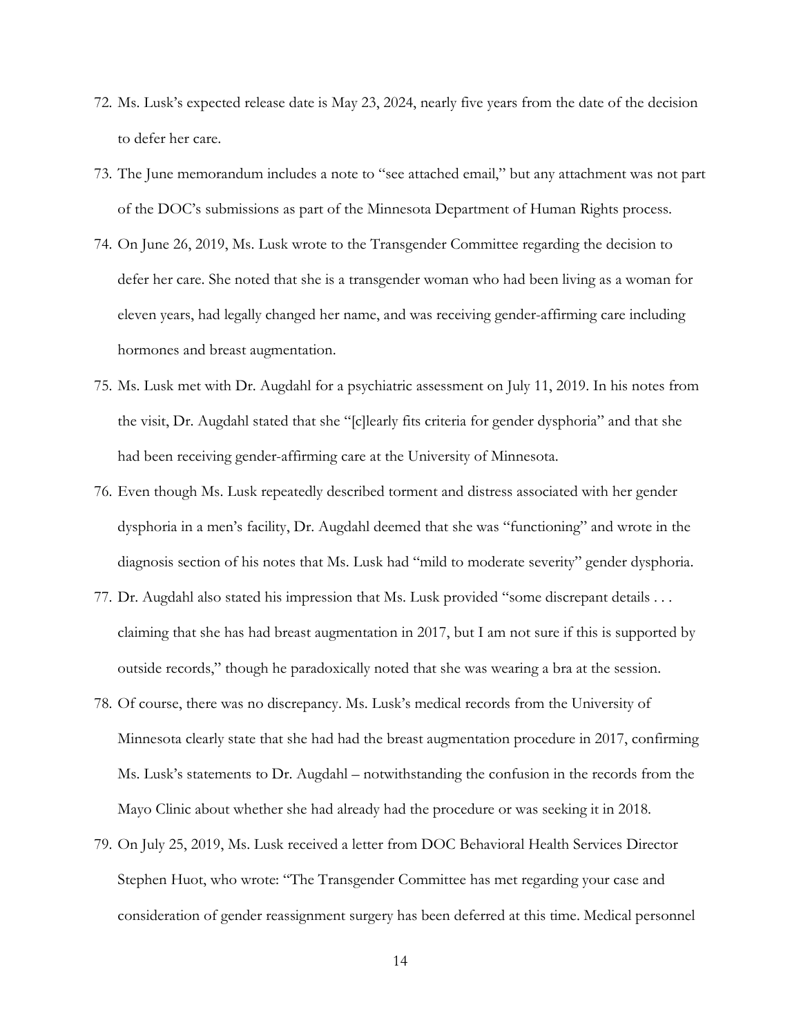72. Ms. Lusk's expected release date is May 23, 2024, nearly five years from the date of the decision to defer her care.

73. The June memorandum includes a note to "see attached email," but any attachment was not part of the DOC's submissions as part of the Minnesota Department of Human Rights process.

74. On June 26, 2019, Ms. Lusk wrote to the Transgender Committee regarding the decision to defer her care. She noted that she is a transgender woman who had been living as a woman for eleven years, had legally changed her name, and was receiving gender-affirming care including hormones and breast augmentation.

75. Ms. Lusk met with Dr. Augdahl for a psychiatric assessment on July 11, 2019. In his notes from the visit, Dr. Augdahl stated that she "[c]learly fits criteria for gender dysphoria" and that she had been receiving gender-affirming care at the University of Minnesota.

76. Even though Ms. Lusk repeatedly described torment and distress associated with her gender dysphoria in a men's facility, Dr. Augdahl deemed that she was "functioning" and wrote in the diagnosis section of his notes that Ms. Lusk had "mild to moderate severity" gender dysphoria.

77. Dr. Augdahl also stated his impression that Ms. Lusk provided "some discrepant details . . . claiming that she has had breast augmentation in 2017, but I am not sure if this is supported by outside records," though he paradoxically noted that she was wearing a bra at the session.

78. Of course, there was no discrepancy. Ms. Lusk's medical records from the University of Minnesota clearly state that she had had the breast augmentation procedure in 2017, confirming Ms. Lusk's statements to Dr. Augdahl – notwithstanding the confusion in the records from the Mayo Clinic about whether she had already had the procedure or was seeking it in 2018.

79. On July 25, 2019, Ms. Lusk received a letter from DOC Behavioral Health Services Director Stephen Huot, who wrote: "The Transgender Committee has met regarding your case and consideration of gender reassignment surgery has been deferred at this time. Medical personnel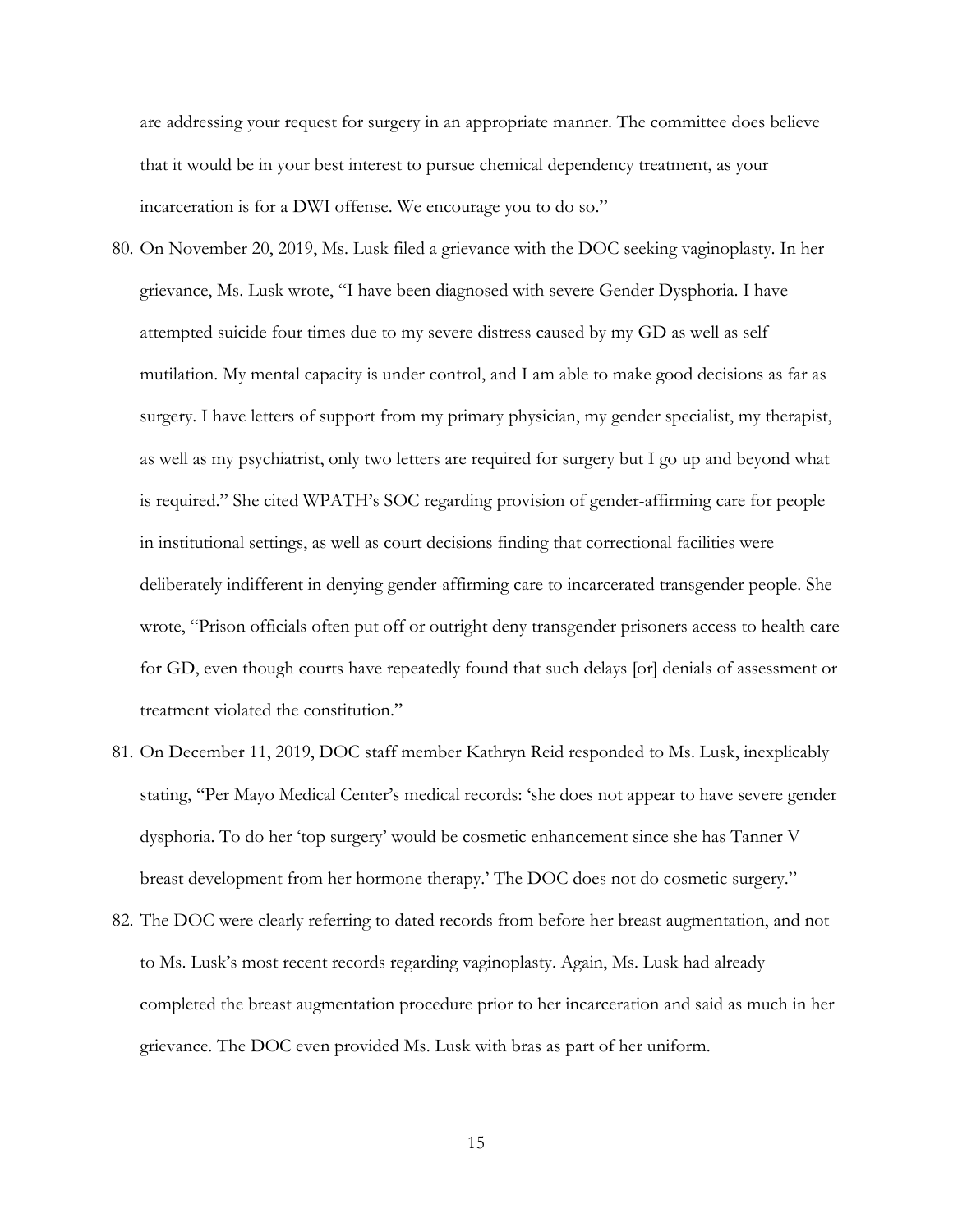are addressing your request for surgery in an appropriate manner. The committee does believe that it would be in your best interest to pursue chemical dependency treatment, as your incarceration is for a DWI offense. We encourage you to do so."

80. On November 20, 2019, Ms. Lusk filed a grievance with the DOC seeking vaginoplasty. In her grievance, Ms. Lusk wrote, "I have been diagnosed with severe Gender Dysphoria. I have attempted suicide four times due to my severe distress caused by my GD as well as self mutilation. My mental capacity is under control, and I am able to make good decisions as far as surgery. I have letters of support from my primary physician, my gender specialist, my therapist, as well as my psychiatrist, only two letters are required for surgery but I go up and beyond what is required." She cited WPATH's SOC regarding provision of gender-affirming care for people in institutional settings, as well as court decisions finding that correctional facilities were deliberately indifferent in denying gender-affirming care to incarcerated transgender people. She wrote, "Prison officials often put off or outright deny transgender prisoners access to health care for GD, even though courts have repeatedly found that such delays [or] denials of assessment or treatment violated the constitution."

81. On December 11, 2019, DOC staff member Kathryn Reid responded to Ms. Lusk, inexplicably stating, "Per Mayo Medical Center's medical records: 'she does not appear to have severe gender dysphoria. To do her 'top surgery' would be cosmetic enhancement since she has Tanner V breast development from her hormone therapy.' The DOC does not do cosmetic surgery."

82. The DOC were clearly referring to dated records from before her breast augmentation, and not to Ms. Lusk's most recent records regarding vaginoplasty. Again, Ms. Lusk had already completed the breast augmentation procedure prior to her incarceration and said as much in her grievance. The DOC even provided Ms. Lusk with bras as part of her uniform.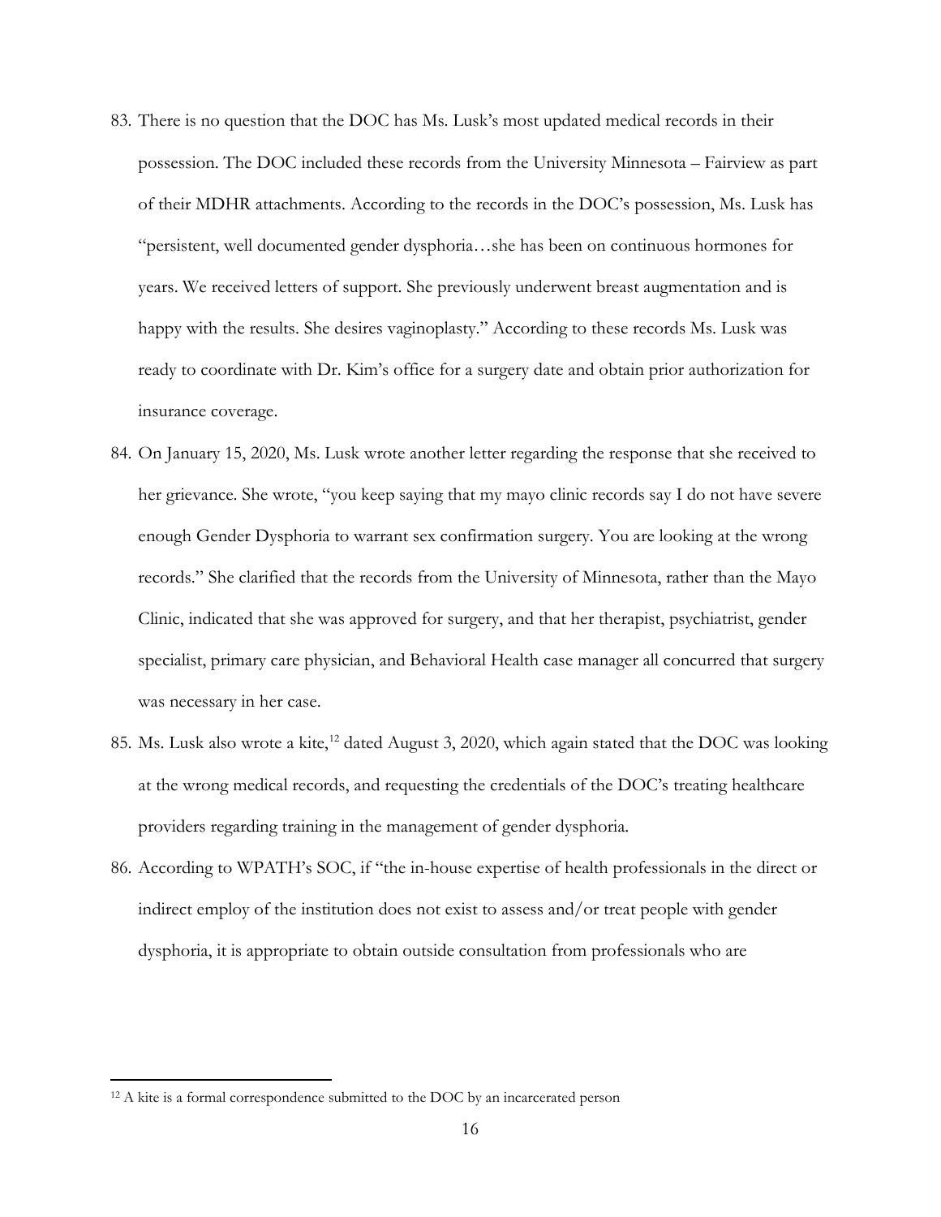83. There is no question that the DOC has Ms. Lusk's most updated medical records in their possession. The DOC included these records from the University Minnesota – Fairview as part of their MDHR attachments. According to the records in the DOC's possession, Ms. Lusk has "persistent, well documented gender dysphoria…she has been on continuous hormones for years. We received letters of support. She previously underwent breast augmentation and is happy with the results. She desires vaginoplasty." According to these records Ms. Lusk was ready to coordinate with Dr. Kim's office for a surgery date and obtain prior authorization for insurance coverage.

84. On January 15, 2020, Ms. Lusk wrote another letter regarding the response that she received to her grievance. She wrote, "you keep saying that my mayo clinic records say I do not have severe enough Gender Dysphoria to warrant sex confirmation surgery. You are looking at the wrong records." She clarified that the records from the University of Minnesota, rather than the Mayo Clinic, indicated that she was approved for surgery, and that her therapist, psychiatrist, gender specialist, primary care physician, and Behavioral Health case manager all concurred that surgery was necessary in her case.

85. Ms. Lusk also wrote a kite,[12] dated August 3, 2020, which again stated that the DOC was looking at the wrong medical records, and requesting the credentials of the DOC's treating healthcare providers regarding training in the management of gender dysphoria.

86. According to WPATH's SOC, if "the in-house expertise of health professionals in the direct or indirect employ of the institution does not exist to assess and/or treat people with gender dysphoria, it is appropriate to obtain outside consultation from professionals who are

---

[12] A kite is a formal correspondence submitted to the DOC by an incarcerated person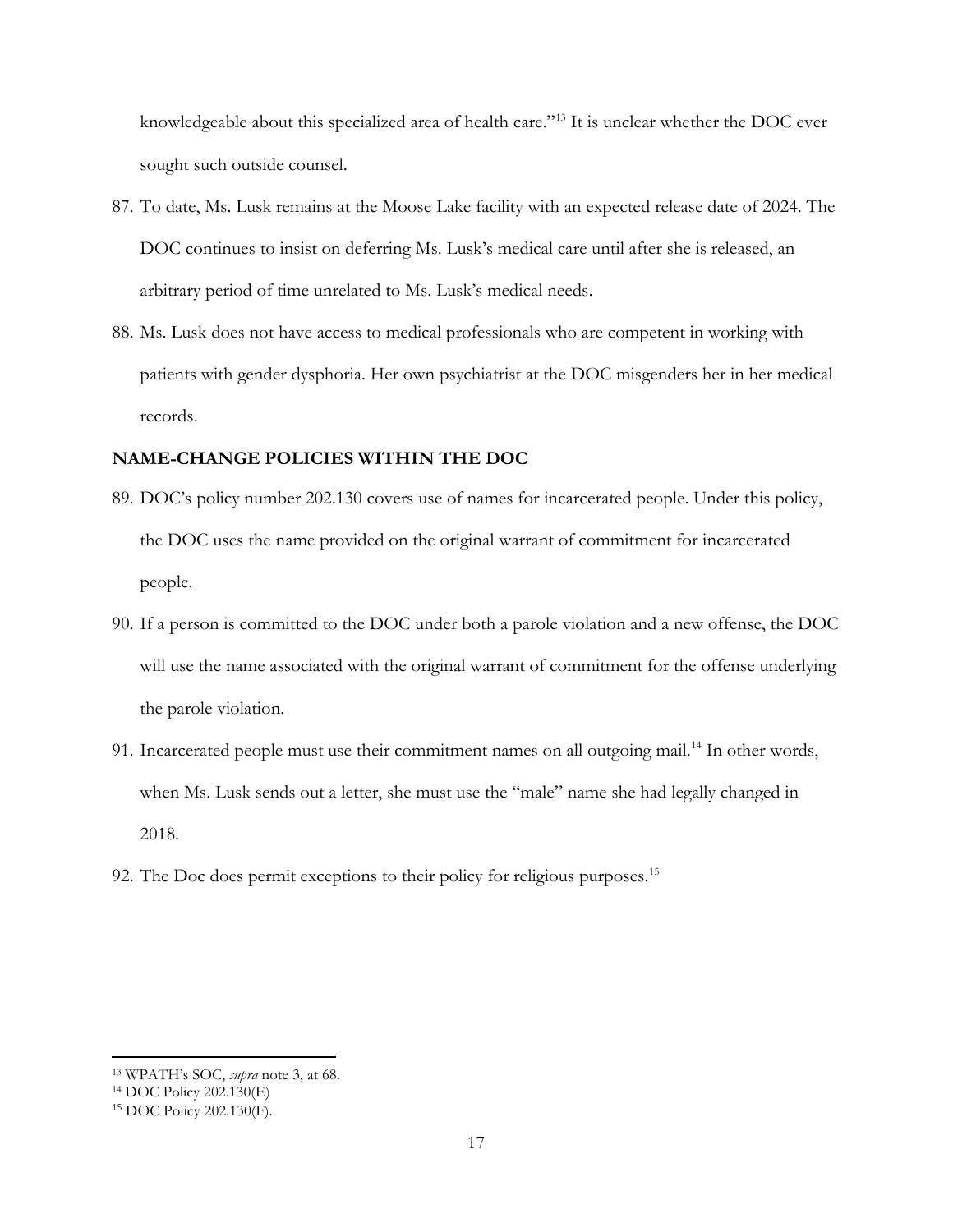knowledgeable about this specialized area of health care."[13] It is unclear whether the DOC ever sought such outside counsel.

87. To date, Ms. Lusk remains at the Moose Lake facility with an expected release date of 2024. The DOC continues to insist on deferring Ms. Lusk's medical care until after she is released, an arbitrary period of time unrelated to Ms. Lusk's medical needs.
88. Ms. Lusk does not have access to medical professionals who are competent in working with patients with gender dysphoria. Her own psychiatrist at the DOC misgenders her in her medical records.

**NAME-CHANGE POLICIES WITHIN THE DOC**

89. DOC's policy number 202.130 covers use of names for incarcerated people. Under this policy, the DOC uses the name provided on the original warrant of commitment for incarcerated people.
90. If a person is committed to the DOC under both a parole violation and a new offense, the DOC will use the name associated with the original warrant of commitment for the offense underlying the parole violation.
91. Incarcerated people must use their commitment names on all outgoing mail.[14] In other words, when Ms. Lusk sends out a letter, she must use the "male" name she had legally changed in 2018.
92. The Doc does permit exceptions to their policy for religious purposes.[15]

---

[13] WPATH's SOC, *supra* note 3, at 68.

[14] DOC Policy 202.130(E)

[15] DOC Policy 202.130(F).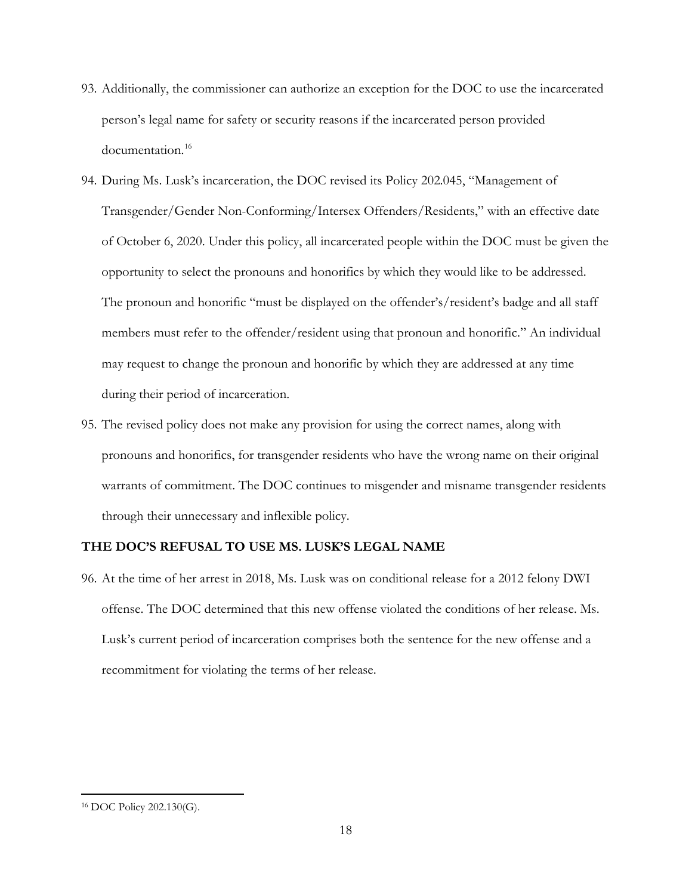93. Additionally, the commissioner can authorize an exception for the DOC to use the incarcerated person's legal name for safety or security reasons if the incarcerated person provided documentation.[16]

94. During Ms. Lusk's incarceration, the DOC revised its Policy 202.045, "Management of Transgender/Gender Non-Conforming/Intersex Offenders/Residents," with an effective date of October 6, 2020. Under this policy, all incarcerated people within the DOC must be given the opportunity to select the pronouns and honorifics by which they would like to be addressed. The pronoun and honorific "must be displayed on the offender's/resident's badge and all staff members must refer to the offender/resident using that pronoun and honorific." An individual may request to change the pronoun and honorific by which they are addressed at any time during their period of incarceration.

95. The revised policy does not make any provision for using the correct names, along with pronouns and honorifics, for transgender residents who have the wrong name on their original warrants of commitment. The DOC continues to misgender and misname transgender residents through their unnecessary and inflexible policy.

**THE DOC'S REFUSAL TO USE MS. LUSK'S LEGAL NAME**

96. At the time of her arrest in 2018, Ms. Lusk was on conditional release for a 2012 felony DWI offense. The DOC determined that this new offense violated the conditions of her release. Ms. Lusk's current period of incarceration comprises both the sentence for the new offense and a recommitment for violating the terms of her release.

[16] DOC Policy 202.130(G).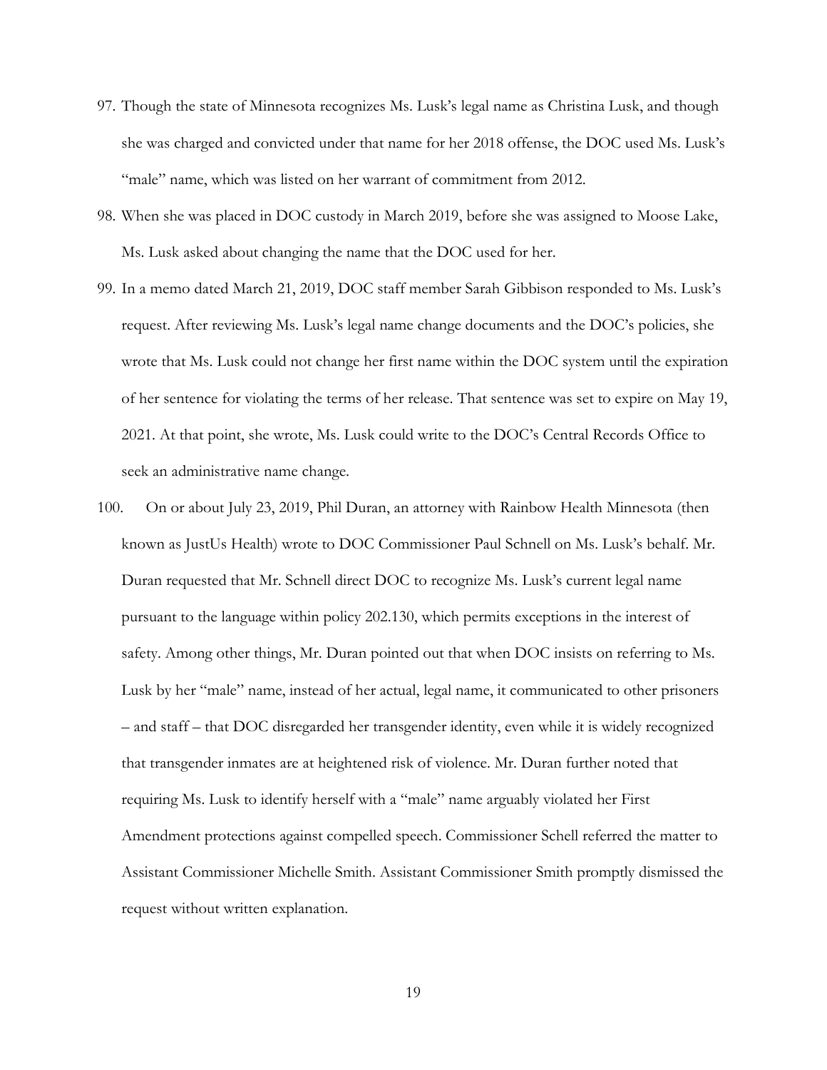97. Though the state of Minnesota recognizes Ms. Lusk's legal name as Christina Lusk, and though she was charged and convicted under that name for her 2018 offense, the DOC used Ms. Lusk's "male" name, which was listed on her warrant of commitment from 2012.

98. When she was placed in DOC custody in March 2019, before she was assigned to Moose Lake, Ms. Lusk asked about changing the name that the DOC used for her.

99. In a memo dated March 21, 2019, DOC staff member Sarah Gibbison responded to Ms. Lusk's request. After reviewing Ms. Lusk's legal name change documents and the DOC's policies, she wrote that Ms. Lusk could not change her first name within the DOC system until the expiration of her sentence for violating the terms of her release. That sentence was set to expire on May 19, 2021. At that point, she wrote, Ms. Lusk could write to the DOC's Central Records Office to seek an administrative name change.

100. On or about July 23, 2019, Phil Duran, an attorney with Rainbow Health Minnesota (then known as JustUs Health) wrote to DOC Commissioner Paul Schnell on Ms. Lusk's behalf. Mr. Duran requested that Mr. Schnell direct DOC to recognize Ms. Lusk's current legal name pursuant to the language within policy 202.130, which permits exceptions in the interest of safety. Among other things, Mr. Duran pointed out that when DOC insists on referring to Ms. Lusk by her "male" name, instead of her actual, legal name, it communicated to other prisoners – and staff – that DOC disregarded her transgender identity, even while it is widely recognized that transgender inmates are at heightened risk of violence. Mr. Duran further noted that requiring Ms. Lusk to identify herself with a "male" name arguably violated her First Amendment protections against compelled speech. Commissioner Schell referred the matter to Assistant Commissioner Michelle Smith. Assistant Commissioner Smith promptly dismissed the request without written explanation.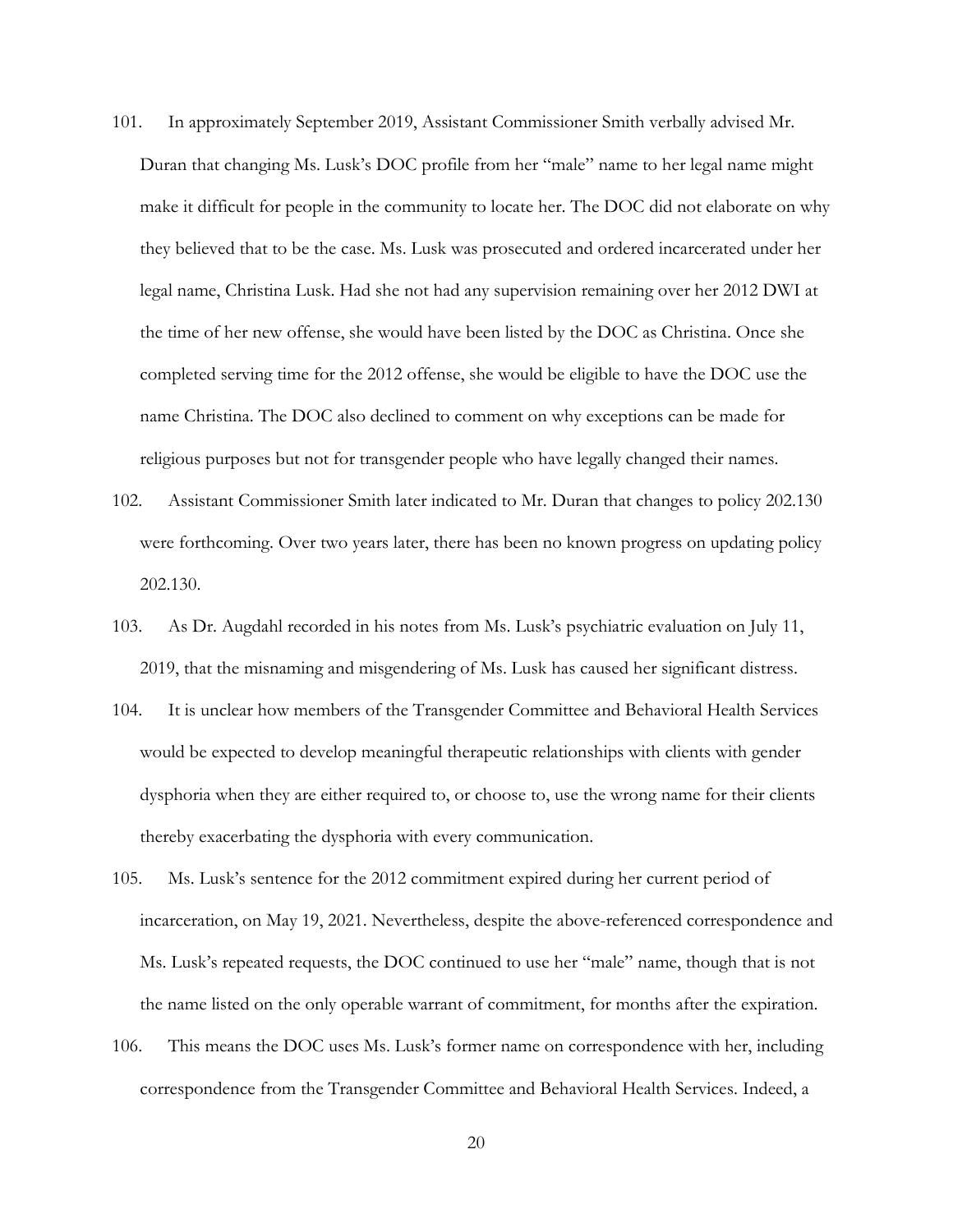101. In approximately September 2019, Assistant Commissioner Smith verbally advised Mr. Duran that changing Ms. Lusk's DOC profile from her "male" name to her legal name might make it difficult for people in the community to locate her. The DOC did not elaborate on why they believed that to be the case. Ms. Lusk was prosecuted and ordered incarcerated under her legal name, Christina Lusk. Had she not had any supervision remaining over her 2012 DWI at the time of her new offense, she would have been listed by the DOC as Christina. Once she completed serving time for the 2012 offense, she would be eligible to have the DOC use the name Christina. The DOC also declined to comment on why exceptions can be made for religious purposes but not for transgender people who have legally changed their names.

102. Assistant Commissioner Smith later indicated to Mr. Duran that changes to policy 202.130 were forthcoming. Over two years later, there has been no known progress on updating policy 202.130.

103. As Dr. Augdahl recorded in his notes from Ms. Lusk's psychiatric evaluation on July 11, 2019, that the misnaming and misgendering of Ms. Lusk has caused her significant distress.

104. It is unclear how members of the Transgender Committee and Behavioral Health Services would be expected to develop meaningful therapeutic relationships with clients with gender dysphoria when they are either required to, or choose to, use the wrong name for their clients thereby exacerbating the dysphoria with every communication.

105. Ms. Lusk's sentence for the 2012 commitment expired during her current period of incarceration, on May 19, 2021. Nevertheless, despite the above-referenced correspondence and Ms. Lusk's repeated requests, the DOC continued to use her "male" name, though that is not the name listed on the only operable warrant of commitment, for months after the expiration.

106. This means the DOC uses Ms. Lusk's former name on correspondence with her, including correspondence from the Transgender Committee and Behavioral Health Services. Indeed, a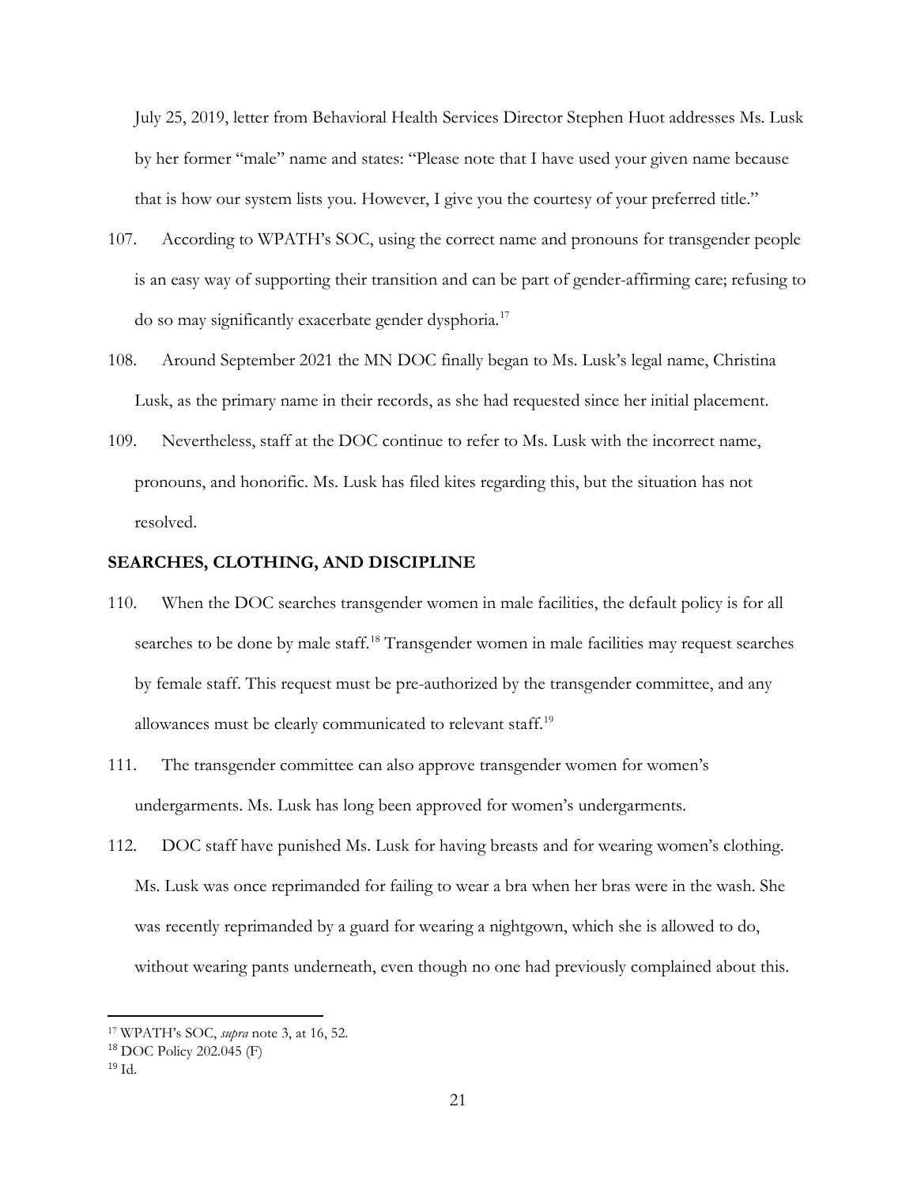July 25, 2019, letter from Behavioral Health Services Director Stephen Huot addresses Ms. Lusk by her former "male" name and states: "Please note that I have used your given name because that is how our system lists you. However, I give you the courtesy of your preferred title."

107. According to WPATH's SOC, using the correct name and pronouns for transgender people is an easy way of supporting their transition and can be part of gender-affirming care; refusing to do so may significantly exacerbate gender dysphoria.[17]

108. Around September 2021 the MN DOC finally began to Ms. Lusk's legal name, Christina Lusk, as the primary name in their records, as she had requested since her initial placement.

109. Nevertheless, staff at the DOC continue to refer to Ms. Lusk with the incorrect name, pronouns, and honorific. Ms. Lusk has filed kites regarding this, but the situation has not resolved.

**SEARCHES, CLOTHING, AND DISCIPLINE**

110. When the DOC searches transgender women in male facilities, the default policy is for all searches to be done by male staff.[18] Transgender women in male facilities may request searches by female staff. This request must be pre-authorized by the transgender committee, and any allowances must be clearly communicated to relevant staff.[19]

111. The transgender committee can also approve transgender women for women's undergarments. Ms. Lusk has long been approved for women's undergarments.

112. DOC staff have punished Ms. Lusk for having breasts and for wearing women's clothing. Ms. Lusk was once reprimanded for failing to wear a bra when her bras were in the wash. She was recently reprimanded by a guard for wearing a nightgown, which she is allowed to do, without wearing pants underneath, even though no one had previously complained about this.

---

[17] WPATH's SOC, *supra* note 3, at 16, 52.

[18] DOC Policy 202.045 (F)

[19] Id.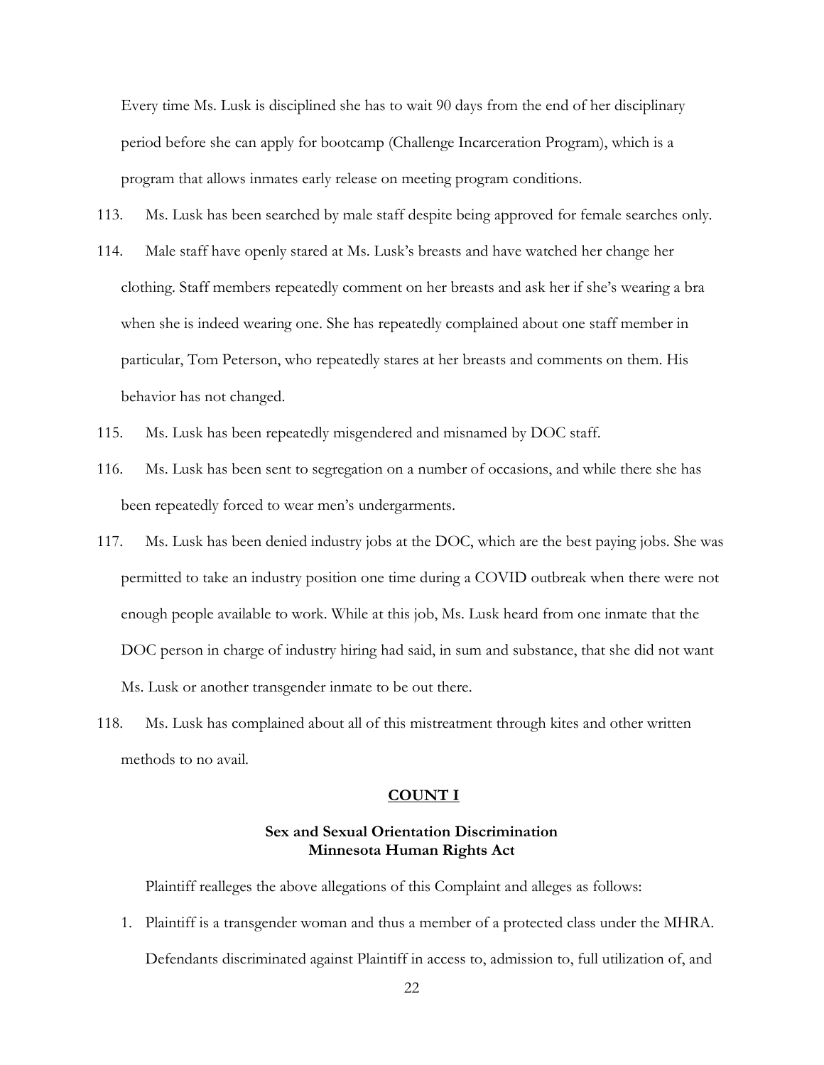Every time Ms. Lusk is disciplined she has to wait 90 days from the end of her disciplinary period before she can apply for bootcamp (Challenge Incarceration Program), which is a program that allows inmates early release on meeting program conditions.

113. Ms. Lusk has been searched by male staff despite being approved for female searches only.

114. Male staff have openly stared at Ms. Lusk's breasts and have watched her change her clothing. Staff members repeatedly comment on her breasts and ask her if she's wearing a bra when she is indeed wearing one. She has repeatedly complained about one staff member in particular, Tom Peterson, who repeatedly stares at her breasts and comments on them. His behavior has not changed.

115. Ms. Lusk has been repeatedly misgendered and misnamed by DOC staff.

116. Ms. Lusk has been sent to segregation on a number of occasions, and while there she has been repeatedly forced to wear men's undergarments.

117. Ms. Lusk has been denied industry jobs at the DOC, which are the best paying jobs. She was permitted to take an industry position one time during a COVID outbreak when there were not enough people available to work. While at this job, Ms. Lusk heard from one inmate that the DOC person in charge of industry hiring had said, in sum and substance, that she did not want Ms. Lusk or another transgender inmate to be out there.

118. Ms. Lusk has complained about all of this mistreatment through kites and other written methods to no avail.

## COUNT I

### Sex and Sexual Orientation Discrimination Minnesota Human Rights Act

Plaintiff realleges the above allegations of this Complaint and alleges as follows:

1. Plaintiff is a transgender woman and thus a member of a protected class under the MHRA. Defendants discriminated against Plaintiff in access to, admission to, full utilization of, and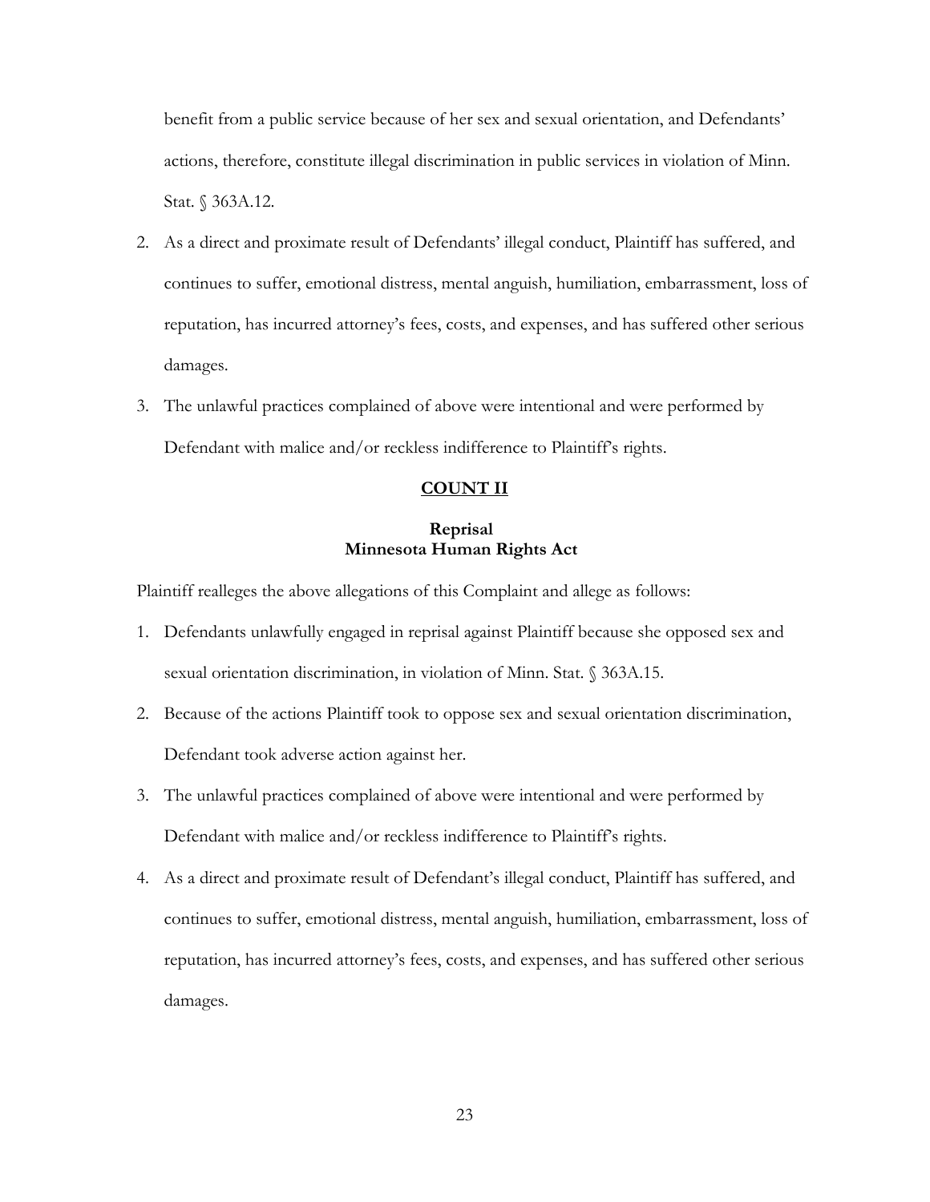benefit from a public service because of her sex and sexual orientation, and Defendants' actions, therefore, constitute illegal discrimination in public services in violation of Minn. Stat. § 363A.12.

2. As a direct and proximate result of Defendants' illegal conduct, Plaintiff has suffered, and continues to suffer, emotional distress, mental anguish, humiliation, embarrassment, loss of reputation, has incurred attorney's fees, costs, and expenses, and has suffered other serious damages.
3. The unlawful practices complained of above were intentional and were performed by Defendant with malice and/or reckless indifference to Plaintiff's rights.

## COUNT II

### Reprisal
### Minnesota Human Rights Act

Plaintiff realleges the above allegations of this Complaint and allege as follows:

1. Defendants unlawfully engaged in reprisal against Plaintiff because she opposed sex and sexual orientation discrimination, in violation of Minn. Stat. § 363A.15.
2. Because of the actions Plaintiff took to oppose sex and sexual orientation discrimination, Defendant took adverse action against her.
3. The unlawful practices complained of above were intentional and were performed by Defendant with malice and/or reckless indifference to Plaintiff's rights.
4. As a direct and proximate result of Defendant's illegal conduct, Plaintiff has suffered, and continues to suffer, emotional distress, mental anguish, humiliation, embarrassment, loss of reputation, has incurred attorney's fees, costs, and expenses, and has suffered other serious damages.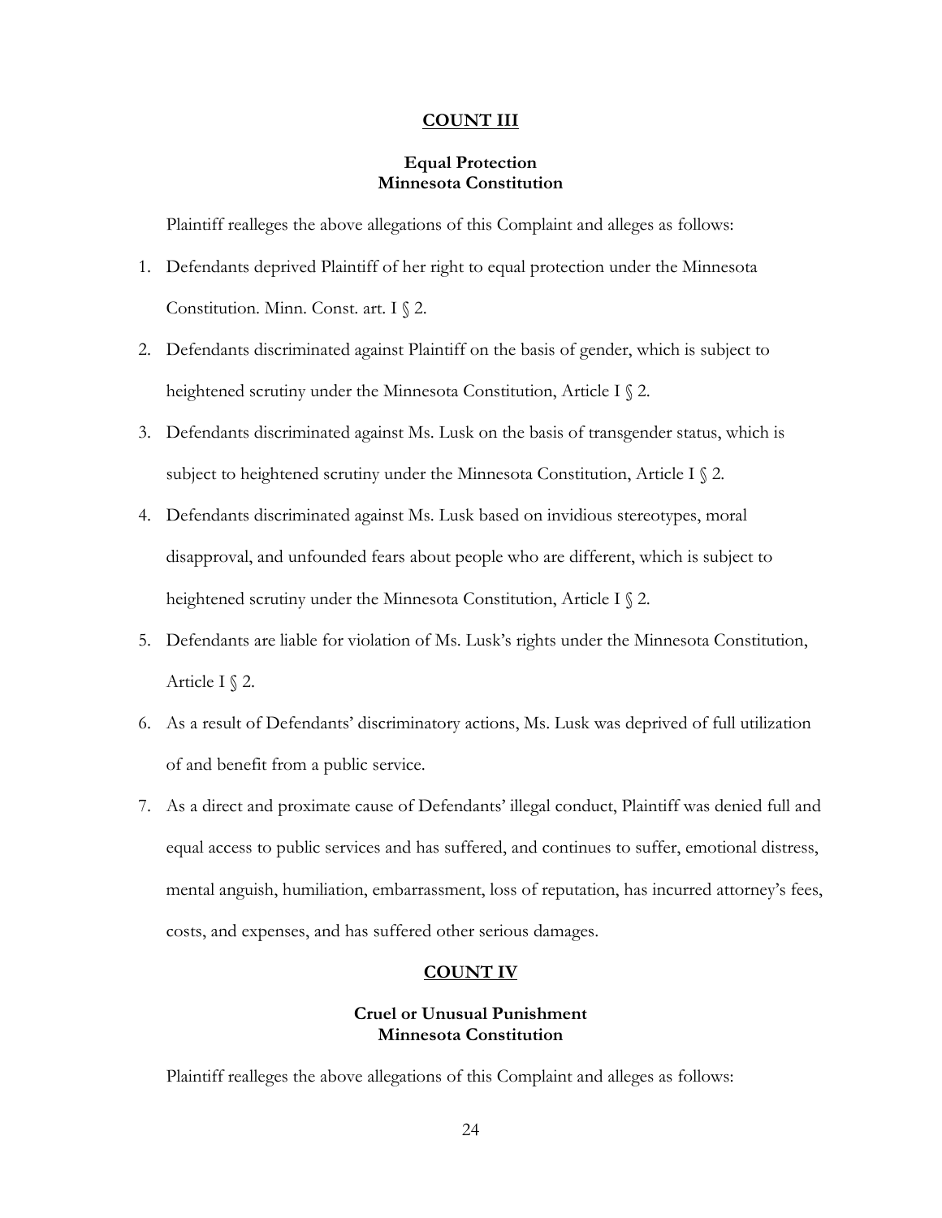**COUNT III**

**Equal Protection**
**Minnesota Constitution**

Plaintiff realleges the above allegations of this Complaint and alleges as follows:

1. Defendants deprived Plaintiff of her right to equal protection under the Minnesota Constitution. Minn. Const. art. I § 2.
2. Defendants discriminated against Plaintiff on the basis of gender, which is subject to heightened scrutiny under the Minnesota Constitution, Article I § 2.
3. Defendants discriminated against Ms. Lusk on the basis of transgender status, which is subject to heightened scrutiny under the Minnesota Constitution, Article I § 2.
4. Defendants discriminated against Ms. Lusk based on invidious stereotypes, moral disapproval, and unfounded fears about people who are different, which is subject to heightened scrutiny under the Minnesota Constitution, Article I § 2.
5. Defendants are liable for violation of Ms. Lusk's rights under the Minnesota Constitution, Article I § 2.
6. As a result of Defendants' discriminatory actions, Ms. Lusk was deprived of full utilization of and benefit from a public service.
7. As a direct and proximate cause of Defendants' illegal conduct, Plaintiff was denied full and equal access to public services and has suffered, and continues to suffer, emotional distress, mental anguish, humiliation, embarrassment, loss of reputation, has incurred attorney's fees, costs, and expenses, and has suffered other serious damages.

**COUNT IV**

**Cruel or Unusual Punishment**
**Minnesota Constitution**

Plaintiff realleges the above allegations of this Complaint and alleges as follows: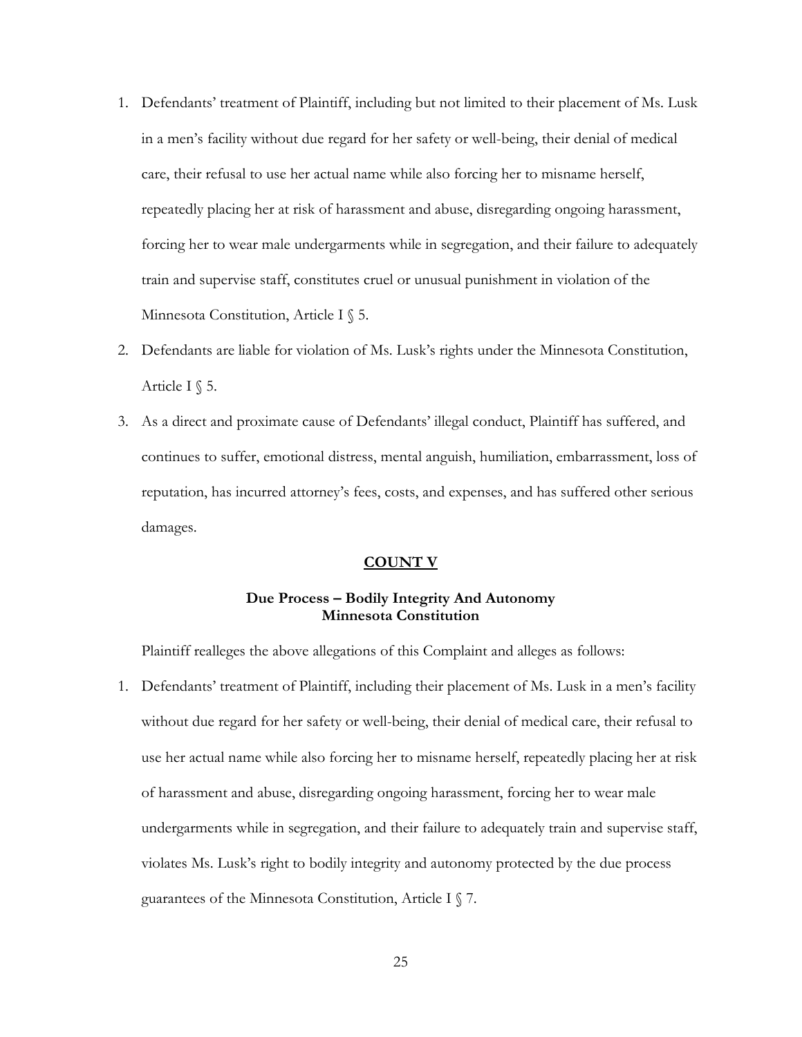1. Defendants' treatment of Plaintiff, including but not limited to their placement of Ms. Lusk in a men's facility without due regard for her safety or well-being, their denial of medical care, their refusal to use her actual name while also forcing her to misname herself, repeatedly placing her at risk of harassment and abuse, disregarding ongoing harassment, forcing her to wear male undergarments while in segregation, and their failure to adequately train and supervise staff, constitutes cruel or unusual punishment in violation of the Minnesota Constitution, Article I § 5.
2. Defendants are liable for violation of Ms. Lusk's rights under the Minnesota Constitution, Article I § 5.
3. As a direct and proximate cause of Defendants' illegal conduct, Plaintiff has suffered, and continues to suffer, emotional distress, mental anguish, humiliation, embarrassment, loss of reputation, has incurred attorney's fees, costs, and expenses, and has suffered other serious damages.

## COUNT V

### Due Process – Bodily Integrity And Autonomy
### Minnesota Constitution

Plaintiff realleges the above allegations of this Complaint and alleges as follows:

1. Defendants' treatment of Plaintiff, including their placement of Ms. Lusk in a men's facility without due regard for her safety or well-being, their denial of medical care, their refusal to use her actual name while also forcing her to misname herself, repeatedly placing her at risk of harassment and abuse, disregarding ongoing harassment, forcing her to wear male undergarments while in segregation, and their failure to adequately train and supervise staff, violates Ms. Lusk's right to bodily integrity and autonomy protected by the due process guarantees of the Minnesota Constitution, Article I § 7.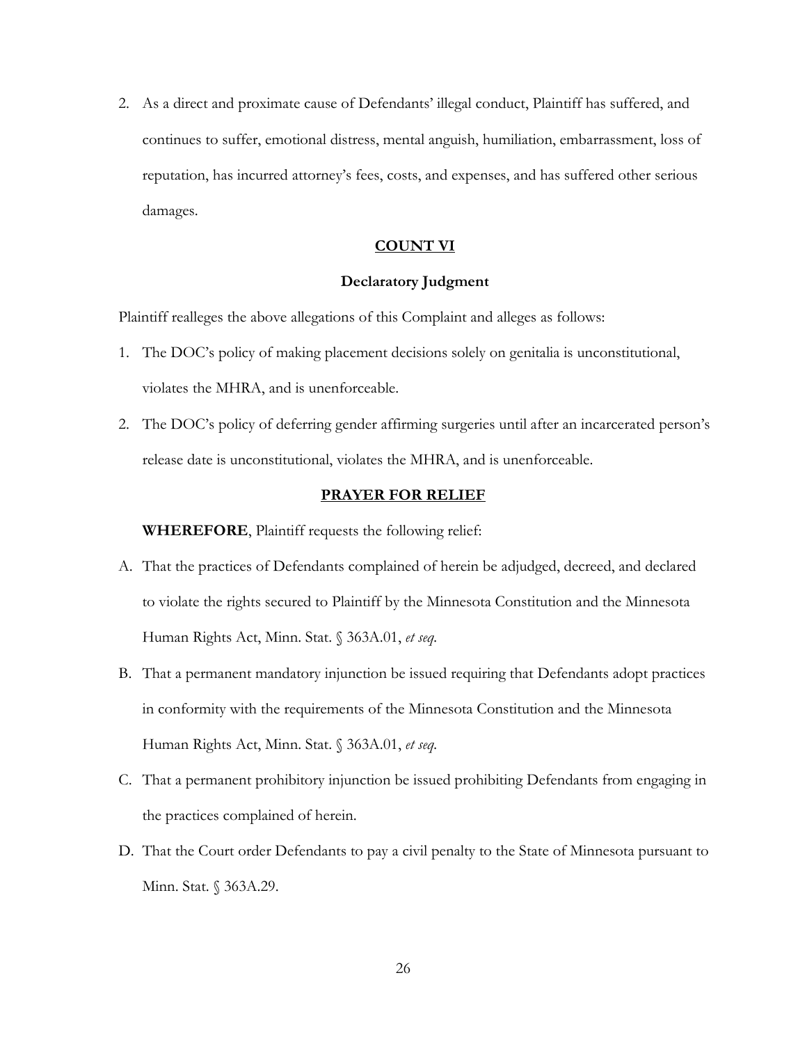2. As a direct and proximate cause of Defendants' illegal conduct, Plaintiff has suffered, and continues to suffer, emotional distress, mental anguish, humiliation, embarrassment, loss of reputation, has incurred attorney's fees, costs, and expenses, and has suffered other serious damages.

## **COUNT VI**

### **Declaratory Judgment**

Plaintiff realleges the above allegations of this Complaint and alleges as follows:

1. The DOC's policy of making placement decisions solely on genitalia is unconstitutional, violates the MHRA, and is unenforceable.
2. The DOC's policy of deferring gender affirming surgeries until after an incarcerated person's release date is unconstitutional, violates the MHRA, and is unenforceable.

## **PRAYER FOR RELIEF**

**WHEREFORE**, Plaintiff requests the following relief:

A. That the practices of Defendants complained of herein be adjudged, decreed, and declared to violate the rights secured to Plaintiff by the Minnesota Constitution and the Minnesota Human Rights Act, Minn. Stat. § 363A.01, *et seq*.

B. That a permanent mandatory injunction be issued requiring that Defendants adopt practices in conformity with the requirements of the Minnesota Constitution and the Minnesota Human Rights Act, Minn. Stat. § 363A.01, *et seq*.

C. That a permanent prohibitory injunction be issued prohibiting Defendants from engaging in the practices complained of herein.

D. That the Court order Defendants to pay a civil penalty to the State of Minnesota pursuant to Minn. Stat. § 363A.29.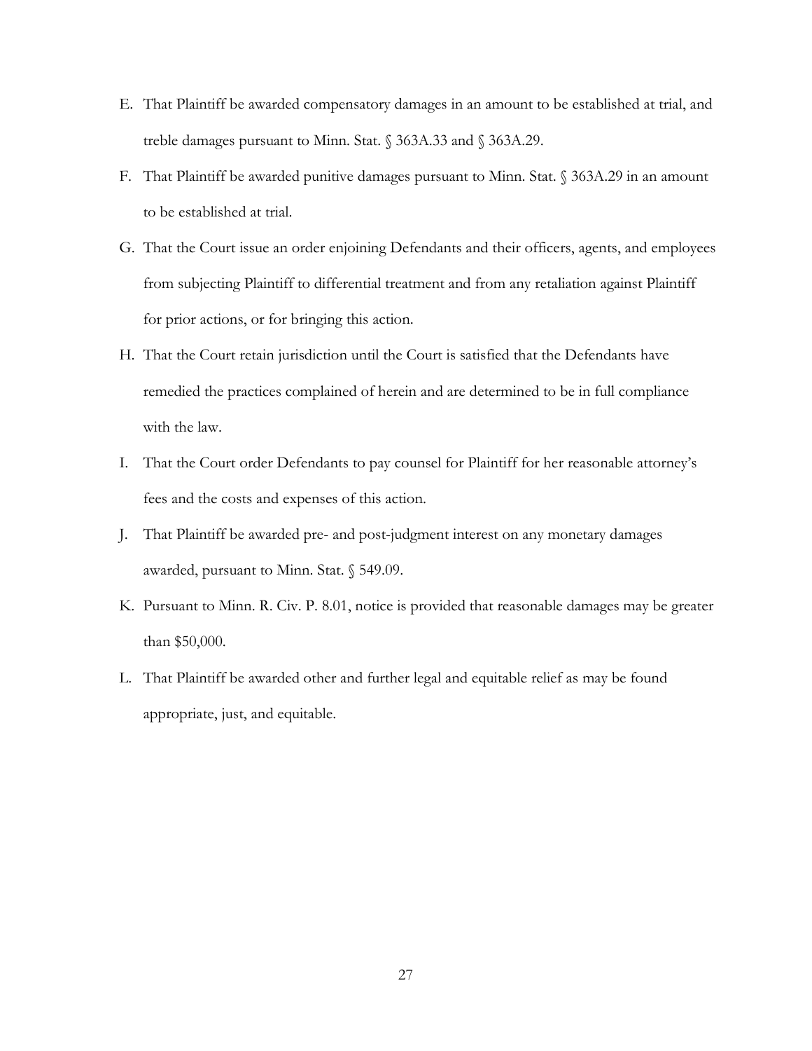E. That Plaintiff be awarded compensatory damages in an amount to be established at trial, and treble damages pursuant to Minn. Stat. § 363A.33 and § 363A.29.

F. That Plaintiff be awarded punitive damages pursuant to Minn. Stat. § 363A.29 in an amount to be established at trial.

G. That the Court issue an order enjoining Defendants and their officers, agents, and employees from subjecting Plaintiff to differential treatment and from any retaliation against Plaintiff for prior actions, or for bringing this action.

H. That the Court retain jurisdiction until the Court is satisfied that the Defendants have remedied the practices complained of herein and are determined to be in full compliance with the law.

I. That the Court order Defendants to pay counsel for Plaintiff for her reasonable attorney's fees and the costs and expenses of this action.

J. That Plaintiff be awarded pre- and post-judgment interest on any monetary damages awarded, pursuant to Minn. Stat. § 549.09.

K. Pursuant to Minn. R. Civ. P. 8.01, notice is provided that reasonable damages may be greater than $50,000.

L. That Plaintiff be awarded other and further legal and equitable relief as may be found appropriate, just, and equitable.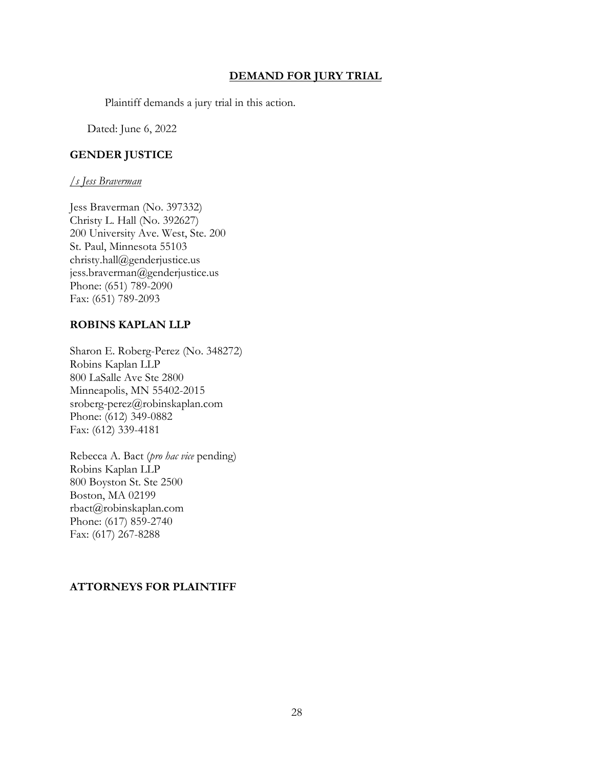## DEMAND FOR JURY TRIAL

Plaintiff demands a jury trial in this action.

Dated: June 6, 2022

**GENDER JUSTICE**

*/s Jess Braverman*

Jess Braverman (No. 397332)
Christy L. Hall (No. 392627)
200 University Ave. West, Ste. 200
St. Paul, Minnesota 55103
christy.hall@genderjustice.us
jess.braverman@genderjustice.us
Phone: (651) 789-2090
Fax: (651) 789-2093

**ROBINS KAPLAN LLP**

Sharon E. Roberg-Perez (No. 348272)
Robins Kaplan LLP
800 LaSalle Ave Ste 2800
Minneapolis, MN 55402-2015
sroberg-perez@robinskaplan.com
Phone: (612) 349-0882
Fax: (612) 339-4181

Rebecca A. Bact (*pro hac vice* pending)
Robins Kaplan LLP
800 Boyston St. Ste 2500
Boston, MA 02199
rbact@robinskaplan.com
Phone: (617) 859-2740
Fax: (617) 267-8288

**ATTORNEYS FOR PLAINTIFF**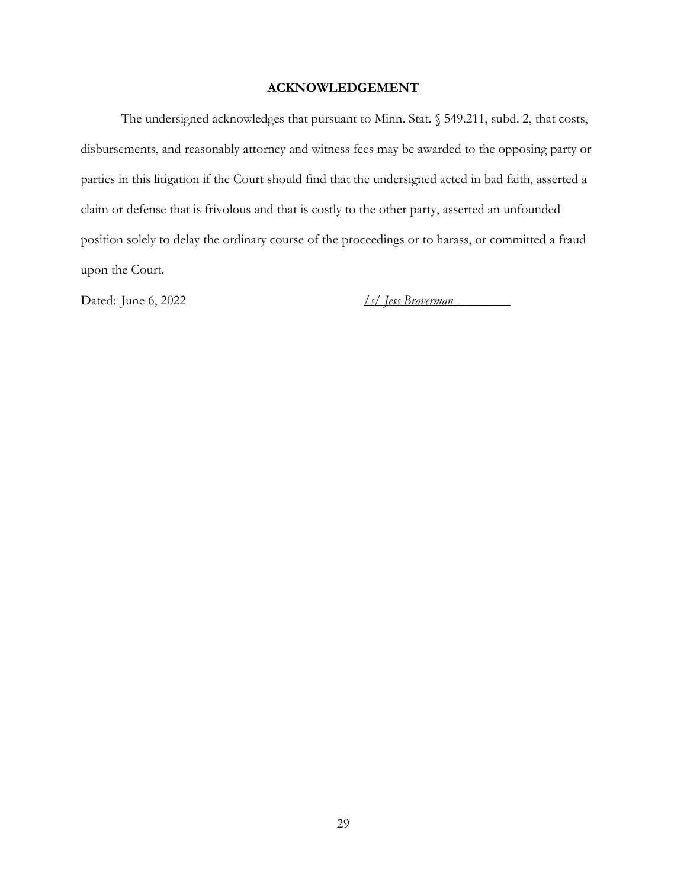**ACKNOWLEDGEMENT**

The undersigned acknowledges that pursuant to Minn. Stat. § 549.211, subd. 2, that costs, disbursements, and reasonably attorney and witness fees may be awarded to the opposing party or parties in this litigation if the Court should find that the undersigned acted in bad faith, asserted a claim or defense that is frivolous and that is costly to the other party, asserted an unfounded position solely to delay the ordinary course of the proceedings or to harass, or committed a fraud upon the Court.

Dated: June 6, 2022

*/s/ Jess Braverman*